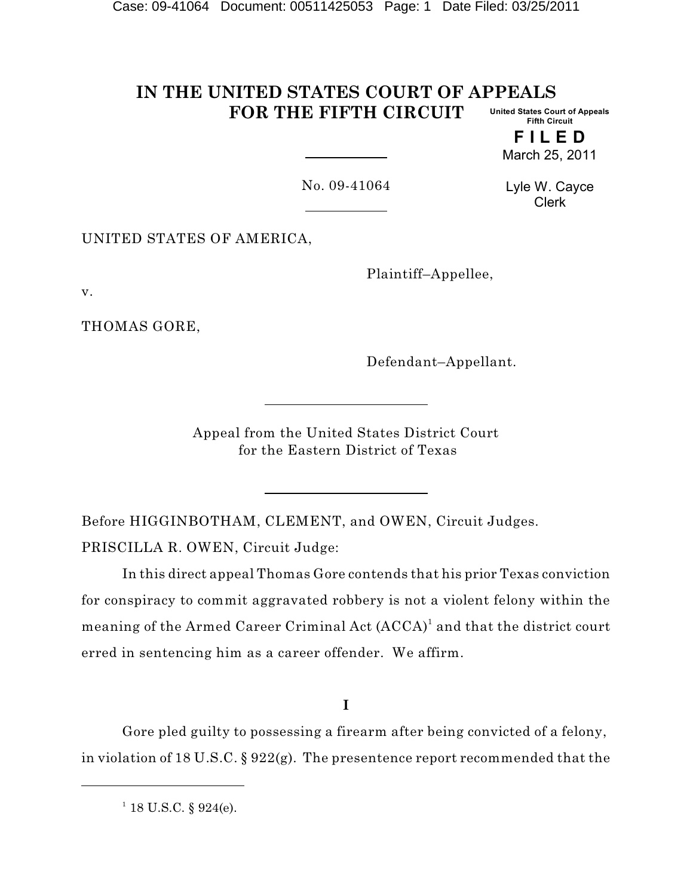# IN THE UNITED STATES COURT OF APPEALS FOR THE FIFTH CIRCUIT

United States Court of Appeals
Fifth Circuit

**FILED**
March 25, 2011

Lyle W. Cayce
Clerk

No. 09-41064

UNITED STATES OF AMERICA,

Plaintiff–Appellee,

v.

THOMAS GORE,

Defendant–Appellant.

Appeal from the United States District Court
for the Eastern District of Texas

Before HIGGINBOTHAM, CLEMENT, and OWEN, Circuit Judges.

PRISCILLA R. OWEN, Circuit Judge:

In this direct appeal Thomas Gore contends that his prior Texas conviction for conspiracy to commit aggravated robbery is not a violent felony within the meaning of the Armed Career Criminal Act (ACCA)[1] and that the district court erred in sentencing him as a career offender. We affirm.

## I

Gore pled guilty to possessing a firearm after being convicted of a felony, in violation of 18 U.S.C. § 922(g). The presentence report recommended that the

[1] 18 U.S.C. § 924(e).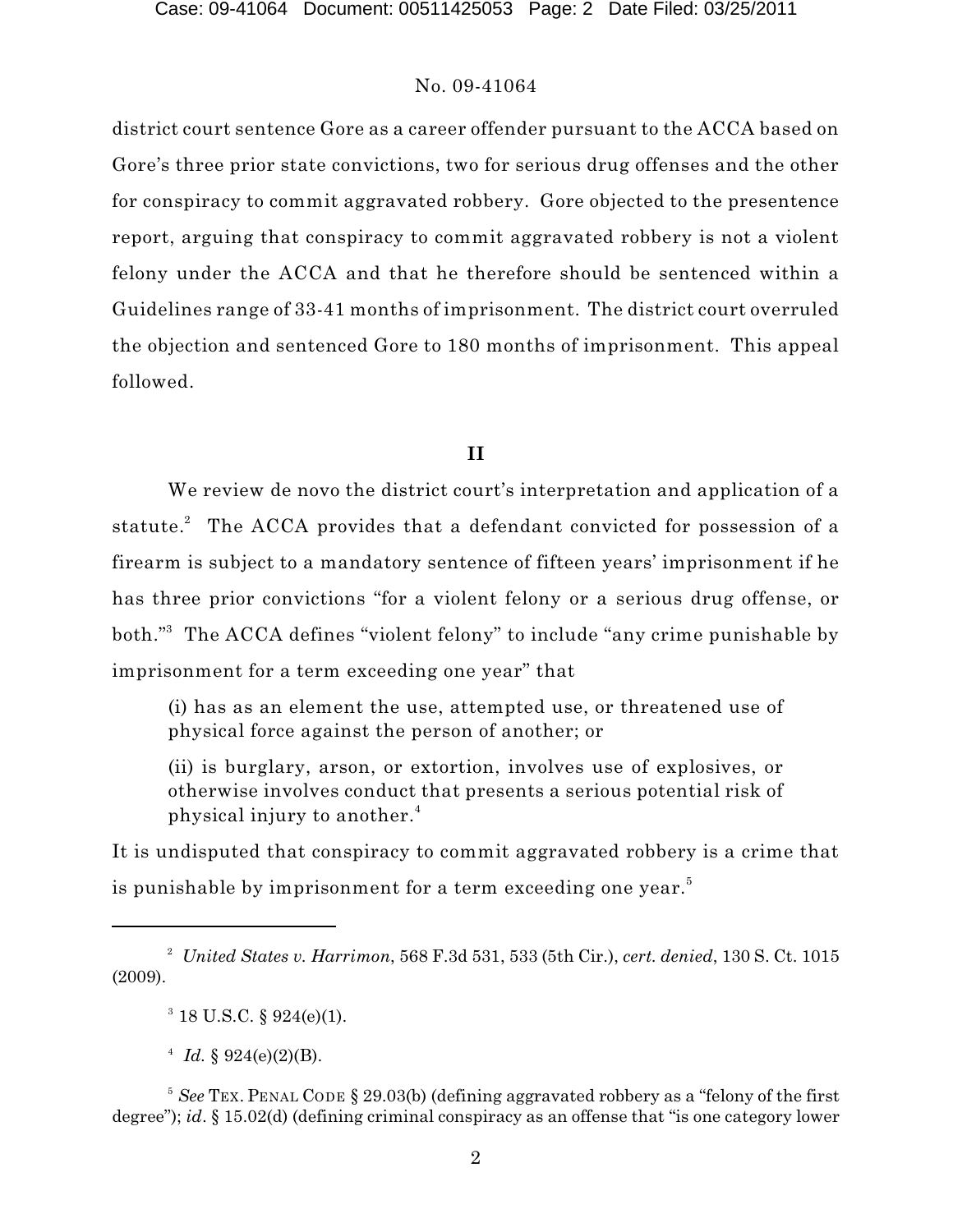district court sentence Gore as a career offender pursuant to the ACCA based on Gore's three prior state convictions, two for serious drug offenses and the other for conspiracy to commit aggravated robbery. Gore objected to the presentence report, arguing that conspiracy to commit aggravated robbery is not a violent felony under the ACCA and that he therefore should be sentenced within a Guidelines range of 33-41 months of imprisonment. The district court overruled the objection and sentenced Gore to 180 months of imprisonment. This appeal followed.

## II

We review de novo the district court's interpretation and application of a statute.[2] The ACCA provides that a defendant convicted for possession of a firearm is subject to a mandatory sentence of fifteen years' imprisonment if he has three prior convictions "for a violent felony or a serious drug offense, or both."[3] The ACCA defines "violent felony" to include "any crime punishable by imprisonment for a term exceeding one year" that

> (i) has as an element the use, attempted use, or threatened use of physical force against the person of another; or
>
> (ii) is burglary, arson, or extortion, involves use of explosives, or otherwise involves conduct that presents a serious potential risk of physical injury to another.[4]

It is undisputed that conspiracy to commit aggravated robbery is a crime that is punishable by imprisonment for a term exceeding one year.[5]

---

[2] *United States v. Harrimon*, 568 F.3d 531, 533 (5th Cir.), *cert. denied*, 130 S. Ct. 1015 (2009).

[3] 18 U.S.C. § 924(e)(1).

[4] *Id.* § 924(e)(2)(B).

[5] *See* TEX. PENAL CODE § 29.03(b) (defining aggravated robbery as a "felony of the first degree"); *id*. § 15.02(d) (defining criminal conspiracy as an offense that "is one category lower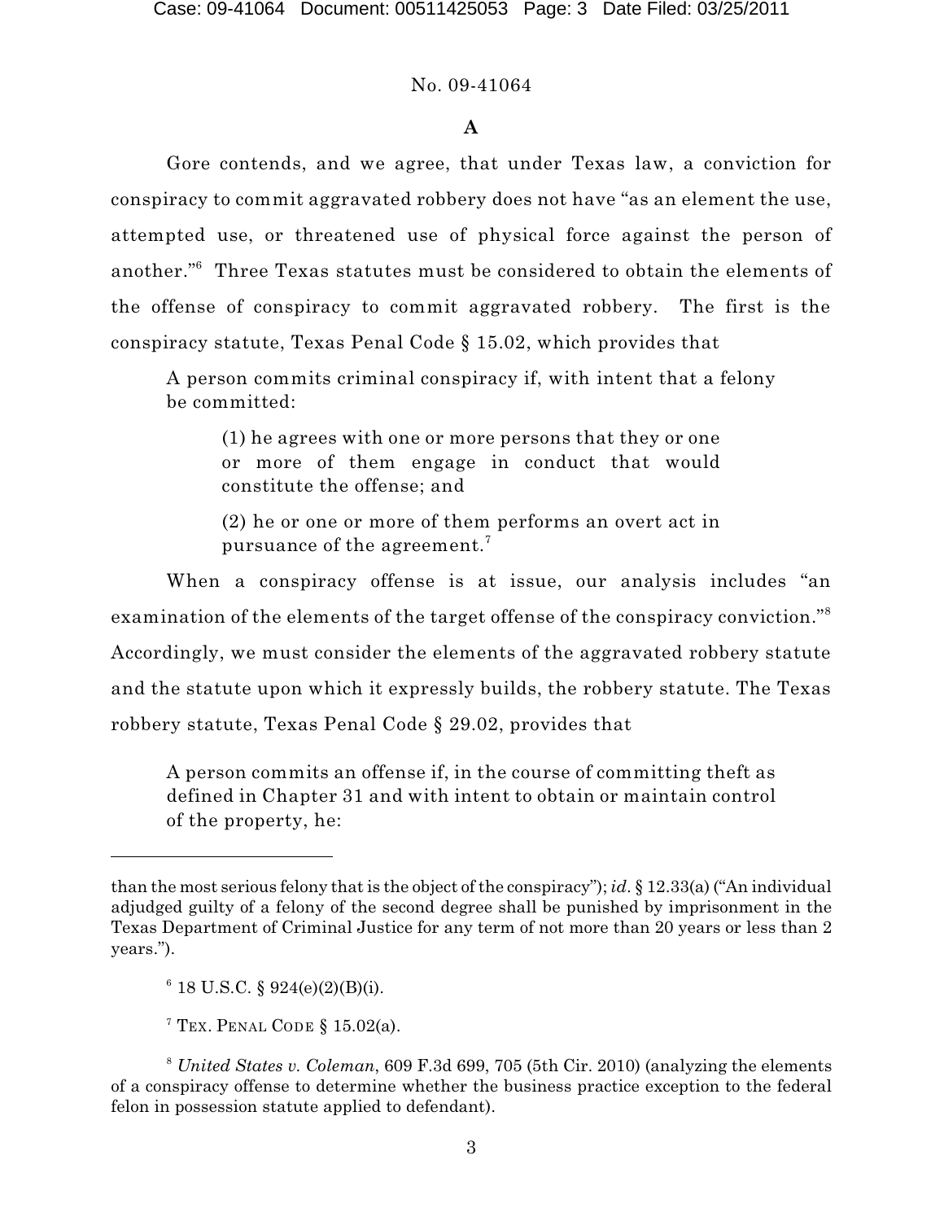No. 09-41064

### A

Gore contends, and we agree, that under Texas law, a conviction for conspiracy to commit aggravated robbery does not have "as an element the use, attempted use, or threatened use of physical force against the person of another."[6] Three Texas statutes must be considered to obtain the elements of the offense of conspiracy to commit aggravated robbery. The first is the conspiracy statute, Texas Penal Code § 15.02, which provides that

> A person commits criminal conspiracy if, with intent that a felony be committed:
>
> > (1) he agrees with one or more persons that they or one or more of them engage in conduct that would constitute the offense; and
> >
> > (2) he or one or more of them performs an overt act in pursuance of the agreement.[7]

When a conspiracy offense is at issue, our analysis includes "an examination of the elements of the target offense of the conspiracy conviction."[8] Accordingly, we must consider the elements of the aggravated robbery statute and the statute upon which it expressly builds, the robbery statute. The Texas robbery statute, Texas Penal Code § 29.02, provides that

> A person commits an offense if, in the course of committing theft as defined in Chapter 31 and with intent to obtain or maintain control of the property, he:

---

than the most serious felony that is the object of the conspiracy"); *id*. § 12.33(a) ("An individual adjudged guilty of a felony of the second degree shall be punished by imprisonment in the Texas Department of Criminal Justice for any term of not more than 20 years or less than 2 years.").

[6] 18 U.S.C. § 924(e)(2)(B)(i).

[7] TEX. PENAL CODE § 15.02(a).

[8] *United States v. Coleman*, 609 F.3d 699, 705 (5th Cir. 2010) (analyzing the elements of a conspiracy offense to determine whether the business practice exception to the federal felon in possession statute applied to defendant).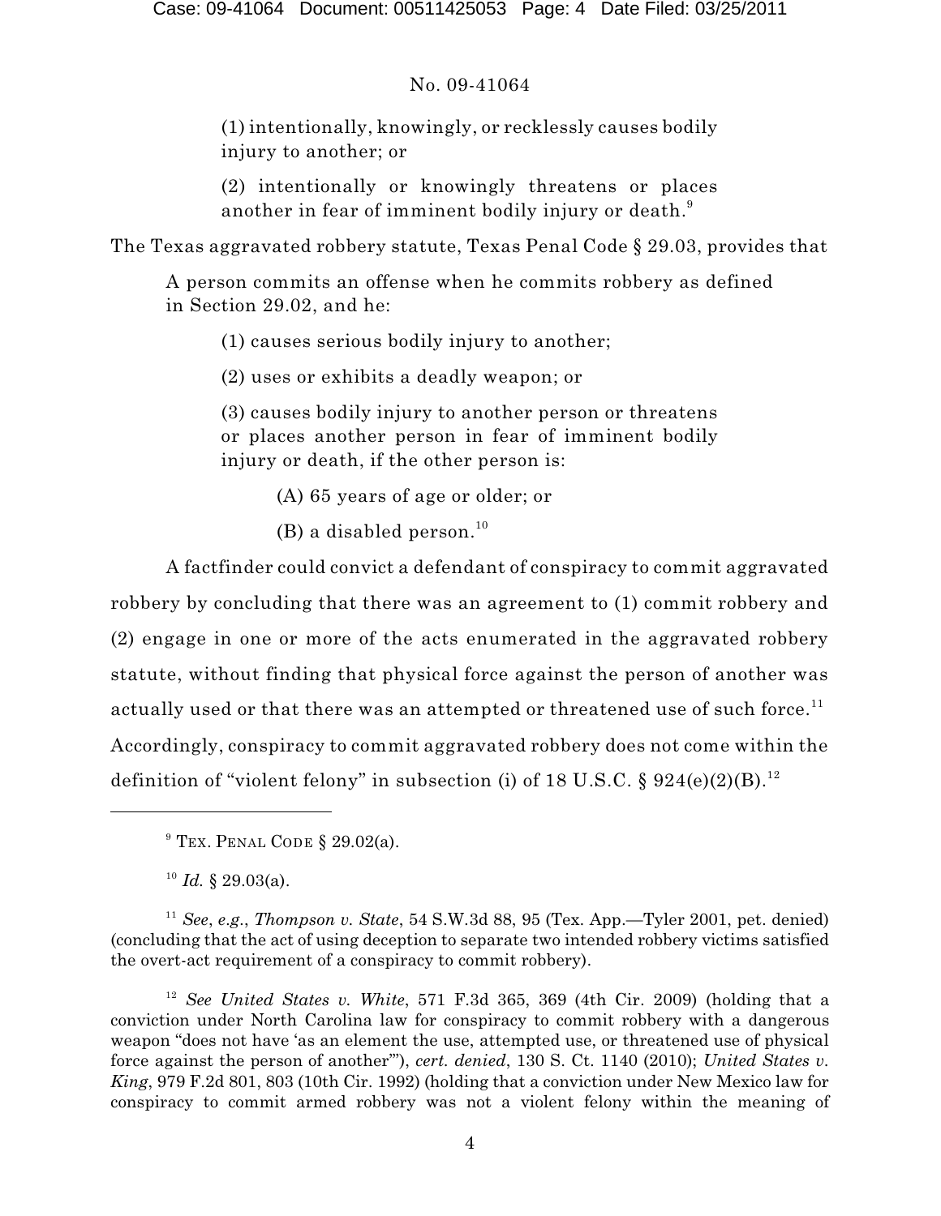> (1) intentionally, knowingly, or recklessly causes bodily injury to another; or
>
> (2) intentionally or knowingly threatens or places another in fear of imminent bodily injury or death.[9]

The Texas aggravated robbery statute, Texas Penal Code § 29.03, provides that

> A person commits an offense when he commits robbery as defined in Section 29.02, and he:
>
> (1) causes serious bodily injury to another;
>
> (2) uses or exhibits a deadly weapon; or
>
> (3) causes bodily injury to another person or threatens or places another person in fear of imminent bodily injury or death, if the other person is:
>
> (A) 65 years of age or older; or
>
> (B) a disabled person.[10]

A factfinder could convict a defendant of conspiracy to commit aggravated robbery by concluding that there was an agreement to (1) commit robbery and (2) engage in one or more of the acts enumerated in the aggravated robbery statute, without finding that physical force against the person of another was actually used or that there was an attempted or threatened use of such force.[11] Accordingly, conspiracy to commit aggravated robbery does not come within the definition of "violent felony" in subsection (i) of 18 U.S.C. § 924(e)(2)(B).[12]

---

[9] TEX. PENAL CODE § 29.02(a).

[10] *Id.* § 29.03(a).

[11] *See*, *e.g.*, *Thompson v. State*, 54 S.W.3d 88, 95 (Tex. App.—Tyler 2001, pet. denied) (concluding that the act of using deception to separate two intended robbery victims satisfied the overt-act requirement of a conspiracy to commit robbery).

[12] *See United States v. White*, 571 F.3d 365, 369 (4th Cir. 2009) (holding that a conviction under North Carolina law for conspiracy to commit robbery with a dangerous weapon "does not have 'as an element the use, attempted use, or threatened use of physical force against the person of another'"), *cert. denied*, 130 S. Ct. 1140 (2010); *United States v. King*, 979 F.2d 801, 803 (10th Cir. 1992) (holding that a conviction under New Mexico law for conspiracy to commit armed robbery was not a violent felony within the meaning of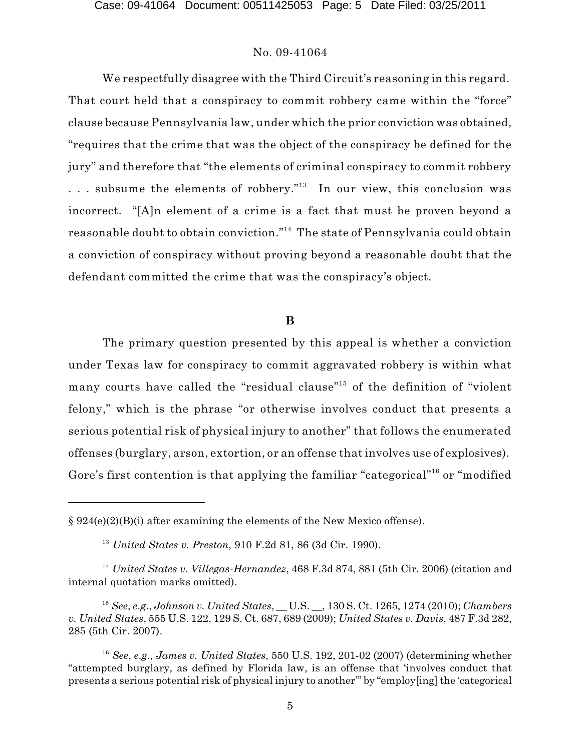We respectfully disagree with the Third Circuit's reasoning in this regard. That court held that a conspiracy to commit robbery came within the "force" clause because Pennsylvania law, under which the prior conviction was obtained, "requires that the crime that was the object of the conspiracy be defined for the jury" and therefore that "the elements of criminal conspiracy to commit robbery . . . subsume the elements of robbery."[13] In our view, this conclusion was incorrect. "[A]n element of a crime is a fact that must be proven beyond a reasonable doubt to obtain conviction."[14] The state of Pennsylvania could obtain a conviction of conspiracy without proving beyond a reasonable doubt that the defendant committed the crime that was the conspiracy's object.

**B**

The primary question presented by this appeal is whether a conviction under Texas law for conspiracy to commit aggravated robbery is within what many courts have called the "residual clause"[15] of the definition of "violent felony," which is the phrase "or otherwise involves conduct that presents a serious potential risk of physical injury to another" that follows the enumerated offenses (burglary, arson, extortion, or an offense that involves use of explosives). Gore's first contention is that applying the familiar "categorical"[16] or "modified

---

§ 924(e)(2)(B)(i) after examining the elements of the New Mexico offense).

[13] *United States v. Preston*, 910 F.2d 81, 86 (3d Cir. 1990).

[14] *United States v. Villegas-Hernandez*, 468 F.3d 874, 881 (5th Cir. 2006) (citation and internal quotation marks omitted).

[15] *See, e.g.*, *Johnson v. United States*, __ U.S. __, 130 S. Ct. 1265, 1274 (2010); *Chambers v. United States*, 555 U.S. 122, 129 S. Ct. 687, 689 (2009); *United States v. Davis*, 487 F.3d 282, 285 (5th Cir. 2007).

[16] *See, e.g.*, *James v. United States*, 550 U.S. 192, 201-02 (2007) (determining whether "attempted burglary, as defined by Florida law, is an offense that 'involves conduct that presents a serious potential risk of physical injury to another'" by "employ[ing] the 'categorical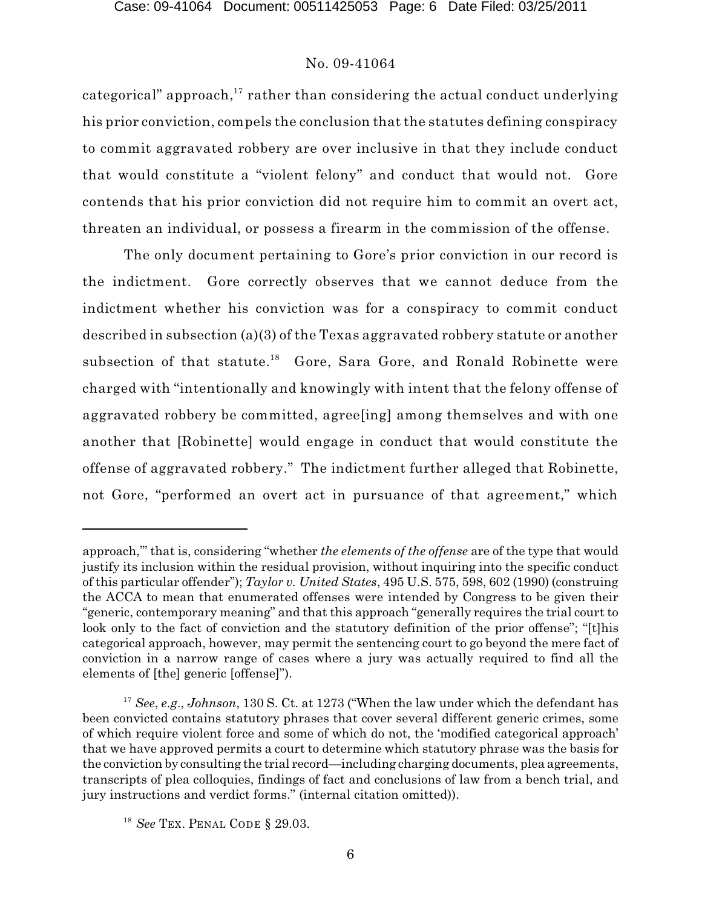categorical" approach,[17] rather than considering the actual conduct underlying his prior conviction, compels the conclusion that the statutes defining conspiracy to commit aggravated robbery are over inclusive in that they include conduct that would constitute a "violent felony" and conduct that would not. Gore contends that his prior conviction did not require him to commit an overt act, threaten an individual, or possess a firearm in the commission of the offense.

The only document pertaining to Gore's prior conviction in our record is the indictment. Gore correctly observes that we cannot deduce from the indictment whether his conviction was for a conspiracy to commit conduct described in subsection (a)(3) of the Texas aggravated robbery statute or another subsection of that statute.[18] Gore, Sara Gore, and Ronald Robinette were charged with "intentionally and knowingly with intent that the felony offense of aggravated robbery be committed, agree[ing] among themselves and with one another that [Robinette] would engage in conduct that would constitute the offense of aggravated robbery." The indictment further alleged that Robinette, not Gore, "performed an overt act in pursuance of that agreement," which

---

approach,'" that is, considering "whether *the elements of the offense* are of the type that would justify its inclusion within the residual provision, without inquiring into the specific conduct of this particular offender"); *Taylor v. United States*, 495 U.S. 575, 598, 602 (1990) (construing the ACCA to mean that enumerated offenses were intended by Congress to be given their "generic, contemporary meaning" and that this approach "generally requires the trial court to look only to the fact of conviction and the statutory definition of the prior offense"; "[t]his categorical approach, however, may permit the sentencing court to go beyond the mere fact of conviction in a narrow range of cases where a jury was actually required to find all the elements of [the] generic [offense]").

[17] *See*, *e.g.*, *Johnson*, 130 S. Ct. at 1273 ("When the law under which the defendant has been convicted contains statutory phrases that cover several different generic crimes, some of which require violent force and some of which do not, the 'modified categorical approach' that we have approved permits a court to determine which statutory phrase was the basis for the conviction by consulting the trial record—including charging documents, plea agreements, transcripts of plea colloquies, findings of fact and conclusions of law from a bench trial, and jury instructions and verdict forms." (internal citation omitted)).

[18] *See* TEX. PENAL CODE § 29.03.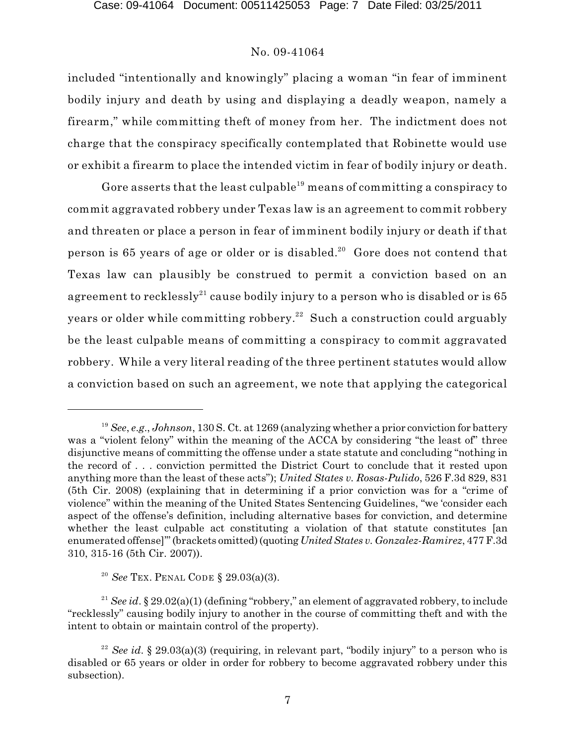included "intentionally and knowingly" placing a woman "in fear of imminent bodily injury and death by using and displaying a deadly weapon, namely a firearm," while committing theft of money from her. The indictment does not charge that the conspiracy specifically contemplated that Robinette would use or exhibit a firearm to place the intended victim in fear of bodily injury or death.

Gore asserts that the least culpable[19] means of committing a conspiracy to commit aggravated robbery under Texas law is an agreement to commit robbery and threaten or place a person in fear of imminent bodily injury or death if that person is 65 years of age or older or is disabled.[20] Gore does not contend that Texas law can plausibly be construed to permit a conviction based on an agreement to recklessly[21] cause bodily injury to a person who is disabled or is 65 years or older while committing robbery.[22] Such a construction could arguably be the least culpable means of committing a conspiracy to commit aggravated robbery. While a very literal reading of the three pertinent statutes would allow a conviction based on such an agreement, we note that applying the categorical

---

[19] *See, e.g.*, *Johnson*, 130 S. Ct. at 1269 (analyzing whether a prior conviction for battery was a "violent felony" within the meaning of the ACCA by considering "the least of" three disjunctive means of committing the offense under a state statute and concluding "nothing in the record of . . . conviction permitted the District Court to conclude that it rested upon anything more than the least of these acts"); *United States v. Rosas-Pulido*, 526 F.3d 829, 831 (5th Cir. 2008) (explaining that in determining if a prior conviction was for a "crime of violence" within the meaning of the United States Sentencing Guidelines, "we 'consider each aspect of the offense's definition, including alternative bases for conviction, and determine whether the least culpable act constituting a violation of that statute constitutes [an enumerated offense]'" (brackets omitted) (quoting *United States v. Gonzalez-Ramirez*, 477 F.3d 310, 315-16 (5th Cir. 2007)).

[20] *See* TEX. PENAL CODE § 29.03(a)(3).

[21] *See id.* § 29.02(a)(1) (defining "robbery," an element of aggravated robbery, to include "recklessly" causing bodily injury to another in the course of committing theft and with the intent to obtain or maintain control of the property).

[22] *See id.* § 29.03(a)(3) (requiring, in relevant part, "bodily injury" to a person who is disabled or 65 years or older in order for robbery to become aggravated robbery under this subsection).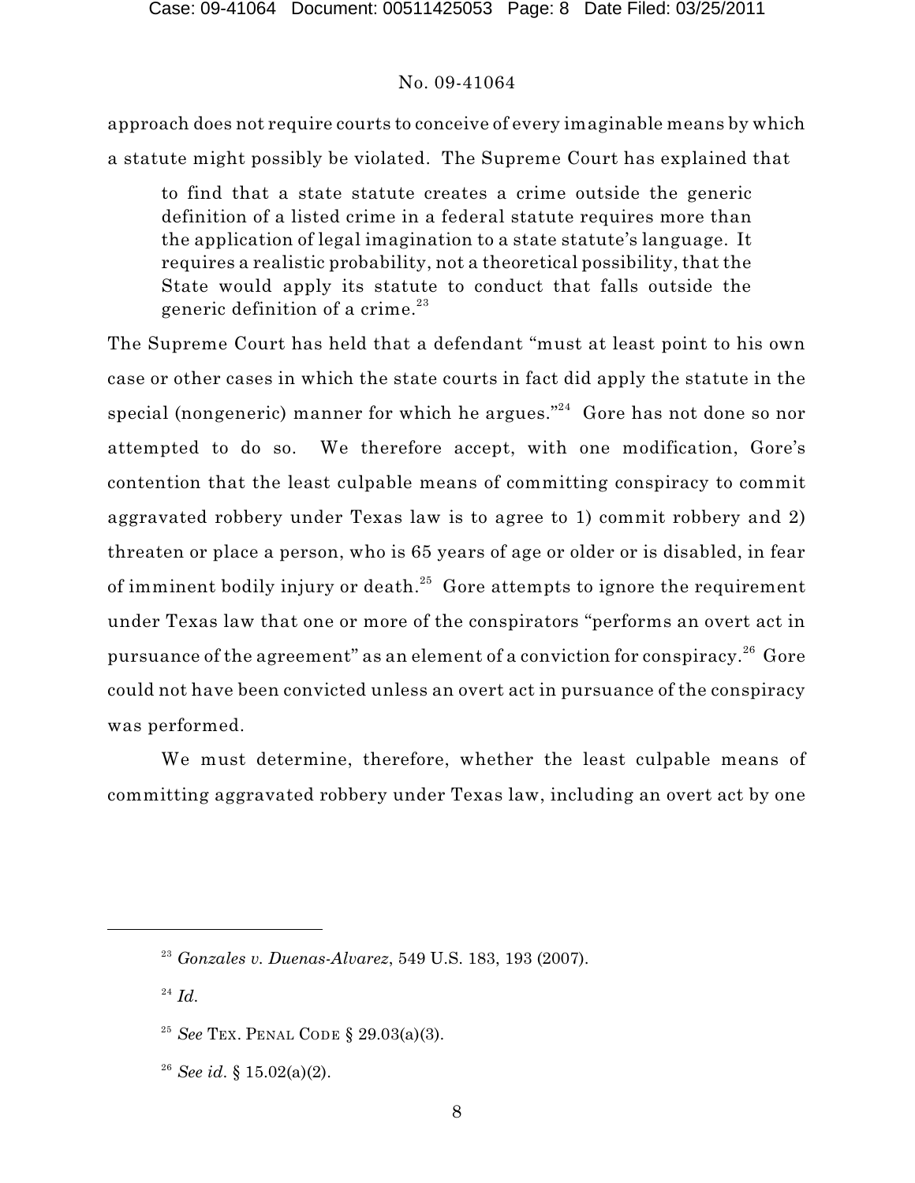approach does not require courts to conceive of every imaginable means by which a statute might possibly be violated. The Supreme Court has explained that

> to find that a state statute creates a crime outside the generic definition of a listed crime in a federal statute requires more than the application of legal imagination to a state statute's language. It requires a realistic probability, not a theoretical possibility, that the State would apply its statute to conduct that falls outside the generic definition of a crime.[23]

The Supreme Court has held that a defendant "must at least point to his own case or other cases in which the state courts in fact did apply the statute in the special (nongeneric) manner for which he argues."[24] Gore has not done so nor attempted to do so. We therefore accept, with one modification, Gore's contention that the least culpable means of committing conspiracy to commit aggravated robbery under Texas law is to agree to 1) commit robbery and 2) threaten or place a person, who is 65 years of age or older or is disabled, in fear of imminent bodily injury or death.[25] Gore attempts to ignore the requirement under Texas law that one or more of the conspirators "performs an overt act in pursuance of the agreement" as an element of a conviction for conspiracy.[26] Gore could not have been convicted unless an overt act in pursuance of the conspiracy was performed.

We must determine, therefore, whether the least culpable means of committing aggravated robbery under Texas law, including an overt act by one

---

[23] *Gonzales v. Duenas-Alvarez*, 549 U.S. 183, 193 (2007).

[24] *Id.*

[25] *See* Tex. Penal Code § 29.03(a)(3).

[26] *See id.* § 15.02(a)(2).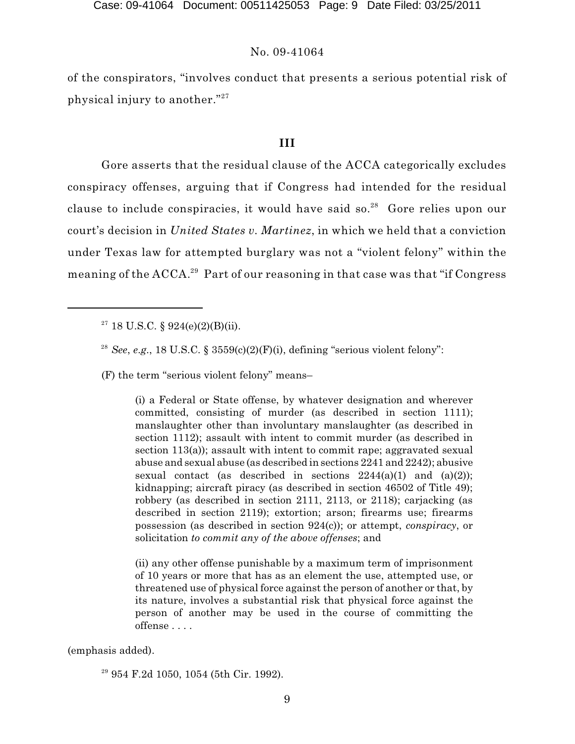of the conspirators, "involves conduct that presents a serious potential risk of physical injury to another."[27]

## III

Gore asserts that the residual clause of the ACCA categorically excludes conspiracy offenses, arguing that if Congress had intended for the residual clause to include conspiracies, it would have said so.[28] Gore relies upon our court's decision in *United States v. Martinez*, in which we held that a conviction under Texas law for attempted burglary was not a "violent felony" within the meaning of the ACCA.[29] Part of our reasoning in that case was that "if Congress

---

[27] 18 U.S.C. § 924(e)(2)(B)(ii).

[28] *See*, *e.g.*, 18 U.S.C. § 3559(c)(2)(F)(i), defining "serious violent felony":

(F) the term "serious violent felony" means–

> (i) a Federal or State offense, by whatever designation and wherever committed, consisting of murder (as described in section 1111); manslaughter other than involuntary manslaughter (as described in section 1112); assault with intent to commit murder (as described in section 113(a)); assault with intent to commit rape; aggravated sexual abuse and sexual abuse (as described in sections 2241 and 2242); abusive sexual contact (as described in sections 2244(a)(1) and (a)(2)); kidnapping; aircraft piracy (as described in section 46502 of Title 49); robbery (as described in section 2111, 2113, or 2118); carjacking (as described in section 2119); extortion; arson; firearms use; firearms possession (as described in section 924(c)); or attempt, *conspiracy*, or solicitation *to commit any of the above offenses*; and
>
> (ii) any other offense punishable by a maximum term of imprisonment of 10 years or more that has as an element the use, attempted use, or threatened use of physical force against the person of another or that, by its nature, involves a substantial risk that physical force against the person of another may be used in the course of committing the offense . . . .

(emphasis added).

[29] 954 F.2d 1050, 1054 (5th Cir. 1992).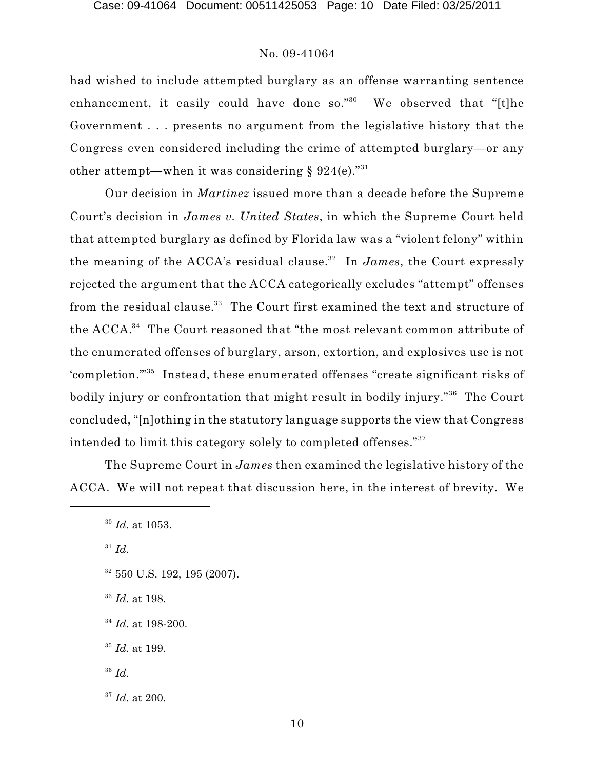had wished to include attempted burglary as an offense warranting sentence enhancement, it easily could have done so."[30] We observed that "[t]he Government . . . presents no argument from the legislative history that the Congress even considered including the crime of attempted burglary—or any other attempt—when it was considering § 924(e)."[31]

Our decision in *Martinez* issued more than a decade before the Supreme Court's decision in *James v. United States*, in which the Supreme Court held that attempted burglary as defined by Florida law was a "violent felony" within the meaning of the ACCA's residual clause.[32] In *James*, the Court expressly rejected the argument that the ACCA categorically excludes "attempt" offenses from the residual clause.[33] The Court first examined the text and structure of the ACCA.[34] The Court reasoned that "the most relevant common attribute of the enumerated offenses of burglary, arson, extortion, and explosives use is not 'completion.'"[35] Instead, these enumerated offenses "create significant risks of bodily injury or confrontation that might result in bodily injury."[36] The Court concluded, "[n]othing in the statutory language supports the view that Congress intended to limit this category solely to completed offenses."[37]

The Supreme Court in *James* then examined the legislative history of the ACCA. We will not repeat that discussion here, in the interest of brevity. We

---

[30] *Id.* at 1053.

[31] *Id.*

[32] 550 U.S. 192, 195 (2007).

[33] *Id.* at 198.

[34] *Id.* at 198-200.

[35] *Id.* at 199.

[36] *Id.*

[37] *Id.* at 200.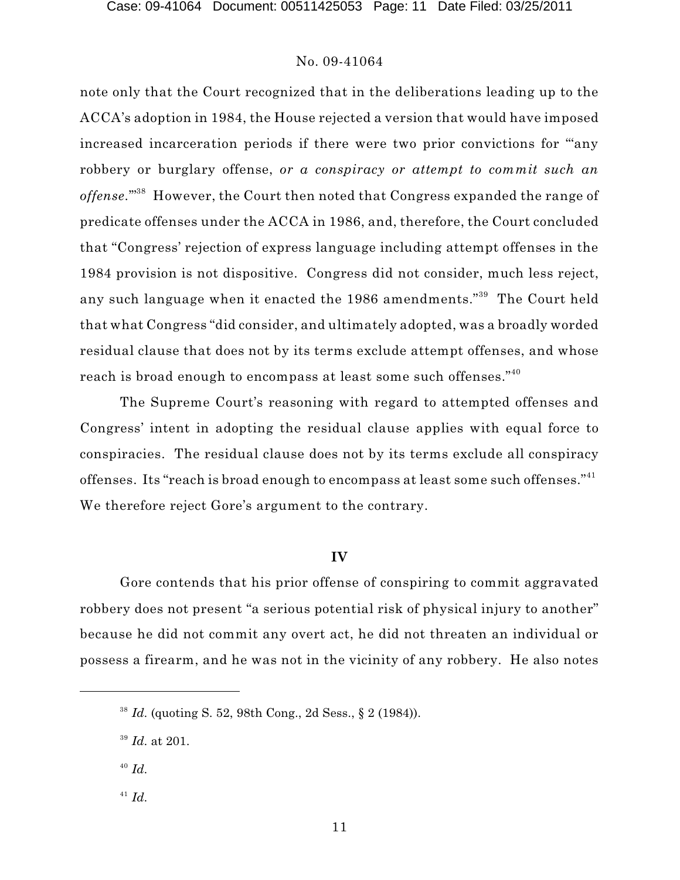note only that the Court recognized that in the deliberations leading up to the ACCA's adoption in 1984, the House rejected a version that would have imposed increased incarceration periods if there were two prior convictions for "'any robbery or burglary offense, *or a conspiracy or attempt to commit such an offense*.'"[38] However, the Court then noted that Congress expanded the range of predicate offenses under the ACCA in 1986, and, therefore, the Court concluded that "Congress' rejection of express language including attempt offenses in the 1984 provision is not dispositive. Congress did not consider, much less reject, any such language when it enacted the 1986 amendments."[39] The Court held that what Congress "did consider, and ultimately adopted, was a broadly worded residual clause that does not by its terms exclude attempt offenses, and whose reach is broad enough to encompass at least some such offenses."[40]

The Supreme Court's reasoning with regard to attempted offenses and Congress' intent in adopting the residual clause applies with equal force to conspiracies. The residual clause does not by its terms exclude all conspiracy offenses. Its "reach is broad enough to encompass at least some such offenses."[41] We therefore reject Gore's argument to the contrary.

## IV

Gore contends that his prior offense of conspiring to commit aggravated robbery does not present "a serious potential risk of physical injury to another" because he did not commit any overt act, he did not threaten an individual or possess a firearm, and he was not in the vicinity of any robbery. He also notes

---

[38] *Id.* (quoting S. 52, 98th Cong., 2d Sess., § 2 (1984)).

[39] *Id.* at 201.

[40] *Id.*

[41] *Id.*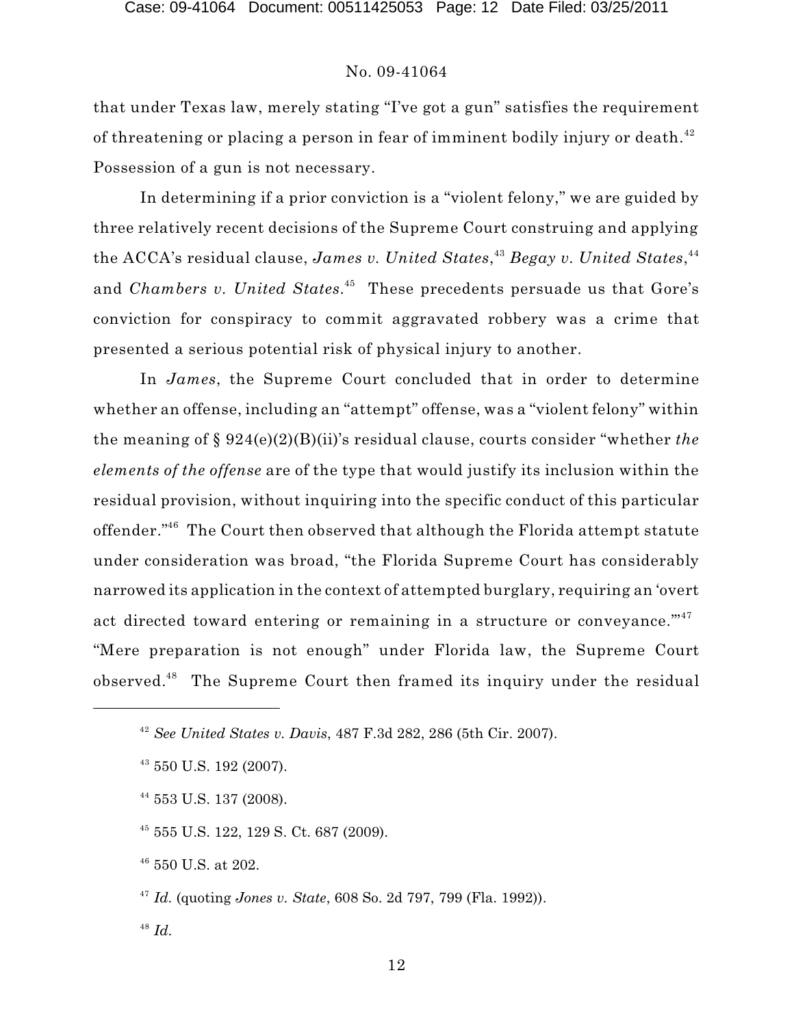that under Texas law, merely stating "I've got a gun" satisfies the requirement of threatening or placing a person in fear of imminent bodily injury or death.[42] Possession of a gun is not necessary.

In determining if a prior conviction is a "violent felony," we are guided by three relatively recent decisions of the Supreme Court construing and applying the ACCA's residual clause, *James v. United States*,[43] *Begay v. United States*,[44] and *Chambers v. United States*.[45] These precedents persuade us that Gore's conviction for conspiracy to commit aggravated robbery was a crime that presented a serious potential risk of physical injury to another.

In *James*, the Supreme Court concluded that in order to determine whether an offense, including an "attempt" offense, was a "violent felony" within the meaning of § 924(e)(2)(B)(ii)'s residual clause, courts consider "whether *the elements of the offense* are of the type that would justify its inclusion within the residual provision, without inquiring into the specific conduct of this particular offender."[46] The Court then observed that although the Florida attempt statute under consideration was broad, "the Florida Supreme Court has considerably narrowed its application in the context of attempted burglary, requiring an 'overt act directed toward entering or remaining in a structure or conveyance.'"[47] "Mere preparation is not enough" under Florida law, the Supreme Court observed.[48] The Supreme Court then framed its inquiry under the residual

---

[42] *See United States v. Davis*, 487 F.3d 282, 286 (5th Cir. 2007).

[43] 550 U.S. 192 (2007).

[44] 553 U.S. 137 (2008).

[45] 555 U.S. 122, 129 S. Ct. 687 (2009).

[46] 550 U.S. at 202.

[47] *Id.* (quoting *Jones v. State*, 608 So. 2d 797, 799 (Fla. 1992)).

[48] *Id.*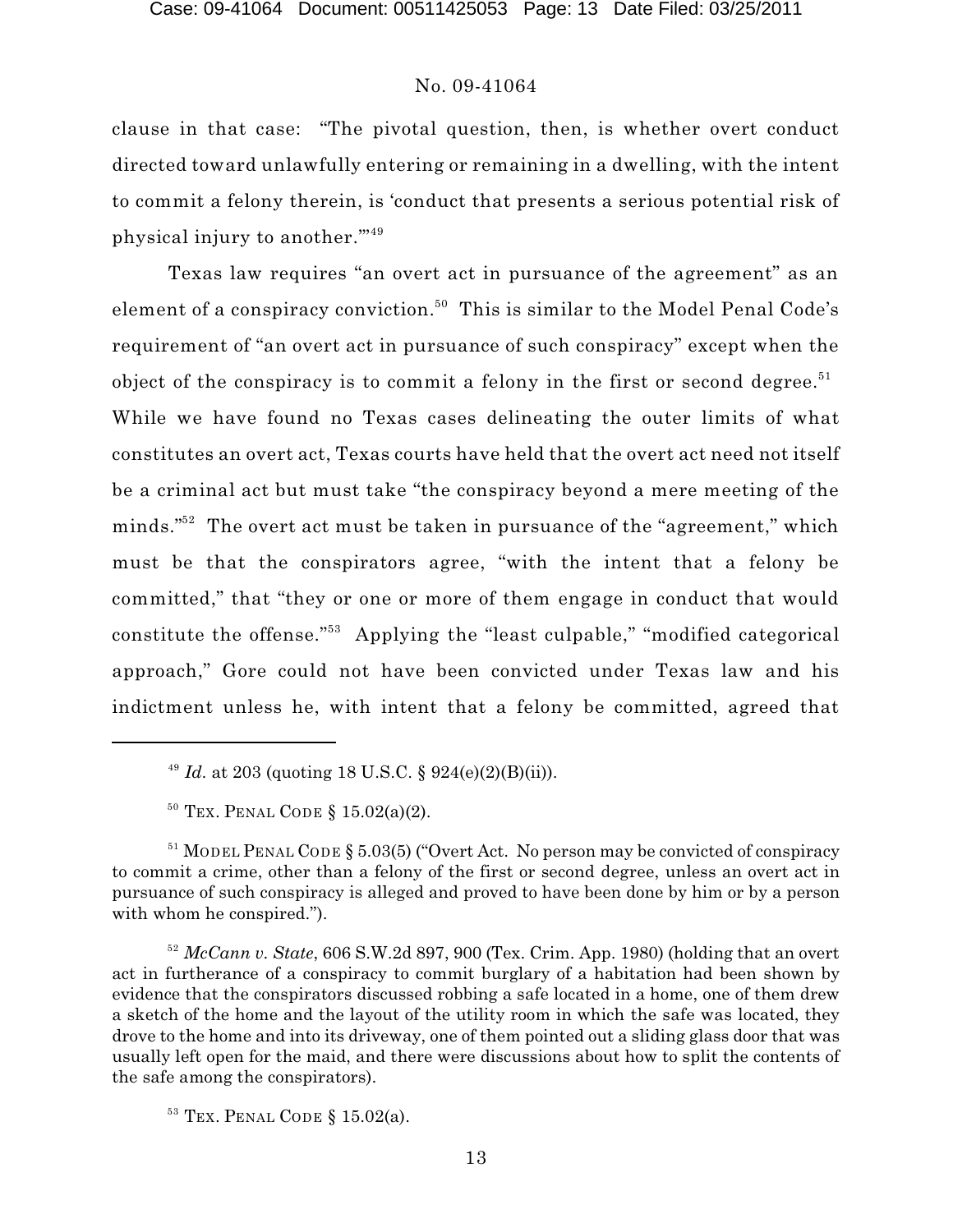clause in that case: "The pivotal question, then, is whether overt conduct directed toward unlawfully entering or remaining in a dwelling, with the intent to commit a felony therein, is 'conduct that presents a serious potential risk of physical injury to another.'"[49]

Texas law requires "an overt act in pursuance of the agreement" as an element of a conspiracy conviction.[50] This is similar to the Model Penal Code's requirement of "an overt act in pursuance of such conspiracy" except when the object of the conspiracy is to commit a felony in the first or second degree.[51] While we have found no Texas cases delineating the outer limits of what constitutes an overt act, Texas courts have held that the overt act need not itself be a criminal act but must take "the conspiracy beyond a mere meeting of the minds."[52] The overt act must be taken in pursuance of the "agreement," which must be that the conspirators agree, "with the intent that a felony be committed," that "they or one or more of them engage in conduct that would constitute the offense."[53] Applying the "least culpable," "modified categorical approach," Gore could not have been convicted under Texas law and his indictment unless he, with intent that a felony be committed, agreed that

---

[49] *Id.* at 203 (quoting 18 U.S.C. § 924(e)(2)(B)(ii)).

[50] TEX. PENAL CODE § 15.02(a)(2).

[51] MODEL PENAL CODE § 5.03(5) ("Overt Act. No person may be convicted of conspiracy to commit a crime, other than a felony of the first or second degree, unless an overt act in pursuance of such conspiracy is alleged and proved to have been done by him or by a person with whom he conspired.").

[52] *McCann v. State*, 606 S.W.2d 897, 900 (Tex. Crim. App. 1980) (holding that an overt act in furtherance of a conspiracy to commit burglary of a habitation had been shown by evidence that the conspirators discussed robbing a safe located in a home, one of them drew a sketch of the home and the layout of the utility room in which the safe was located, they drove to the home and into its driveway, one of them pointed out a sliding glass door that was usually left open for the maid, and there were discussions about how to split the contents of the safe among the conspirators).

[53] TEX. PENAL CODE § 15.02(a).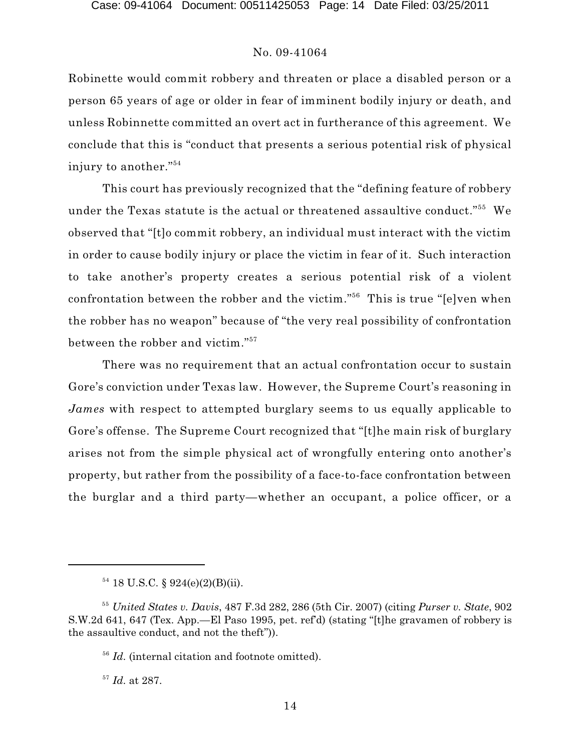Robinette would commit robbery and threaten or place a disabled person or a person 65 years of age or older in fear of imminent bodily injury or death, and unless Robinnette committed an overt act in furtherance of this agreement. We conclude that this is "conduct that presents a serious potential risk of physical injury to another."[54]

This court has previously recognized that the "defining feature of robbery under the Texas statute is the actual or threatened assaultive conduct."[55] We observed that "[t]o commit robbery, an individual must interact with the victim in order to cause bodily injury or place the victim in fear of it. Such interaction to take another's property creates a serious potential risk of a violent confrontation between the robber and the victim."[56] This is true "[e]ven when the robber has no weapon" because of "the very real possibility of confrontation between the robber and victim."[57]

There was no requirement that an actual confrontation occur to sustain Gore's conviction under Texas law. However, the Supreme Court's reasoning in *James* with respect to attempted burglary seems to us equally applicable to Gore's offense. The Supreme Court recognized that "[t]he main risk of burglary arises not from the simple physical act of wrongfully entering onto another's property, but rather from the possibility of a face-to-face confrontation between the burglar and a third party—whether an occupant, a police officer, or a

---

[54] 18 U.S.C. § 924(e)(2)(B)(ii).

[55] *United States v. Davis*, 487 F.3d 282, 286 (5th Cir. 2007) (citing *Purser v. State*, 902 S.W.2d 641, 647 (Tex. App.—El Paso 1995, pet. ref'd) (stating "[t]he gravamen of robbery is the assaultive conduct, and not the theft")).

[56] *Id.* (internal citation and footnote omitted).

[57] *Id.* at 287.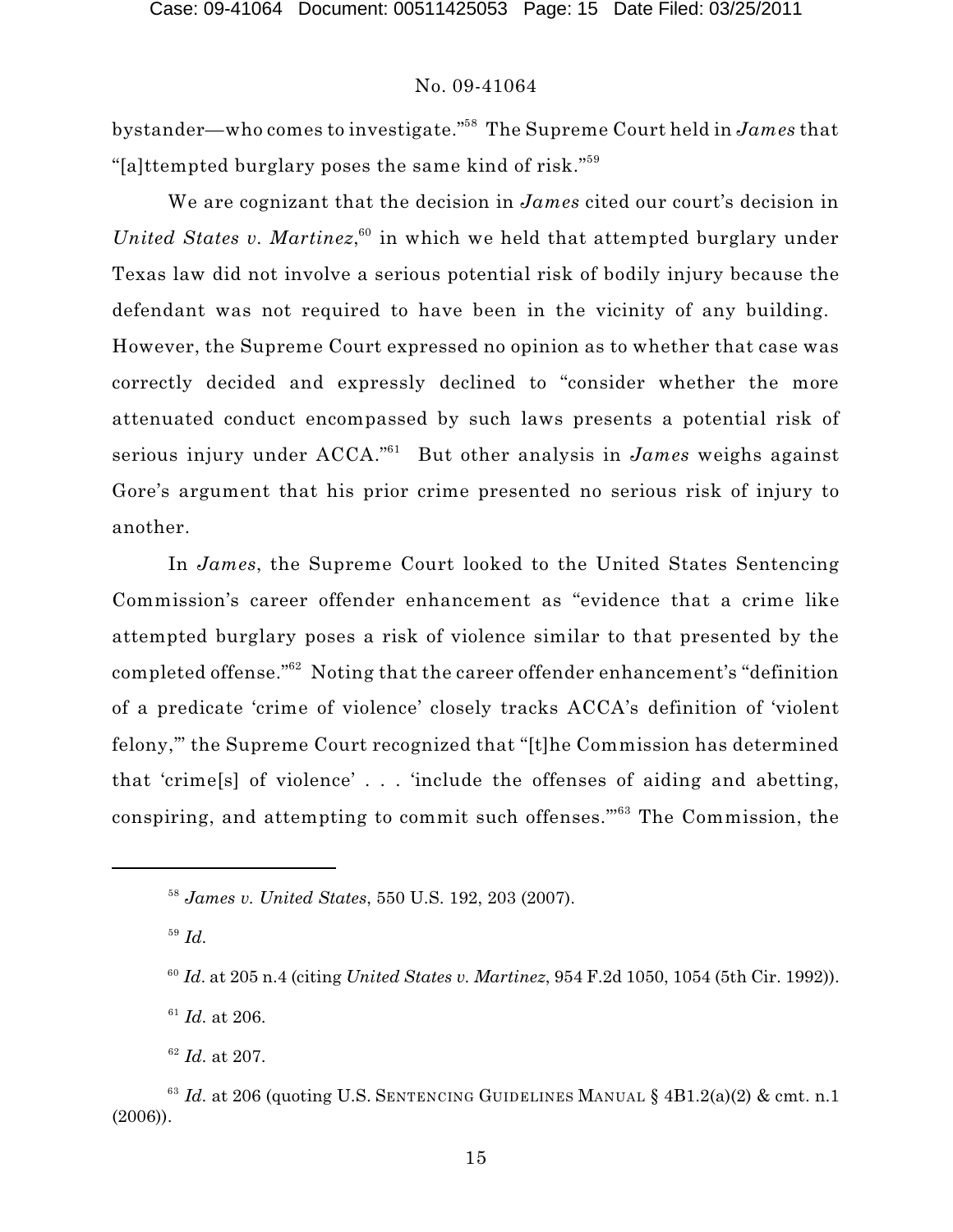bystander—who comes to investigate."[58] The Supreme Court held in *James* that "[a]ttempted burglary poses the same kind of risk."[59]

We are cognizant that the decision in *James* cited our court's decision in *United States v. Martinez*,[60] in which we held that attempted burglary under Texas law did not involve a serious potential risk of bodily injury because the defendant was not required to have been in the vicinity of any building. However, the Supreme Court expressed no opinion as to whether that case was correctly decided and expressly declined to "consider whether the more attenuated conduct encompassed by such laws presents a potential risk of serious injury under ACCA."[61] But other analysis in *James* weighs against Gore's argument that his prior crime presented no serious risk of injury to another.

In *James*, the Supreme Court looked to the United States Sentencing Commission's career offender enhancement as "evidence that a crime like attempted burglary poses a risk of violence similar to that presented by the completed offense."[62] Noting that the career offender enhancement's "definition of a predicate 'crime of violence' closely tracks ACCA's definition of 'violent felony,'" the Supreme Court recognized that "[t]he Commission has determined that 'crime[s] of violence' . . . 'include the offenses of aiding and abetting, conspiring, and attempting to commit such offenses.'"[63] The Commission, the

---

[58] *James v. United States*, 550 U.S. 192, 203 (2007).

[59] *Id.*

[60] *Id.* at 205 n.4 (citing *United States v. Martinez*, 954 F.2d 1050, 1054 (5th Cir. 1992)).

[61] *Id.* at 206.

[62] *Id.* at 207.

[63] *Id.* at 206 (quoting U.S. SENTENCING GUIDELINES MANUAL § 4B1.2(a)(2) & cmt. n.1 (2006)).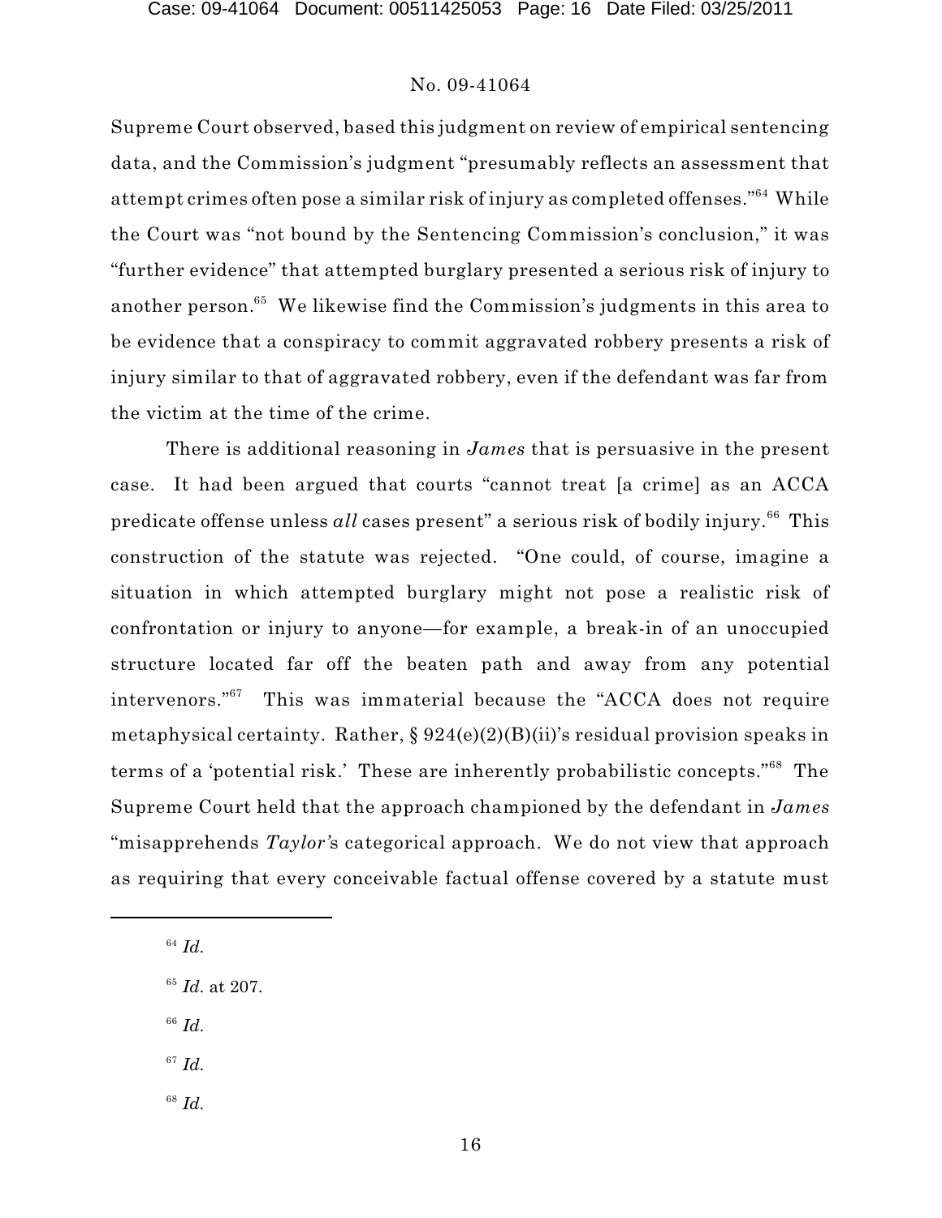Supreme Court observed, based this judgment on review of empirical sentencing data, and the Commission's judgment "presumably reflects an assessment that attempt crimes often pose a similar risk of injury as completed offenses."[64] While the Court was "not bound by the Sentencing Commission's conclusion," it was "further evidence" that attempted burglary presented a serious risk of injury to another person.[65] We likewise find the Commission's judgments in this area to be evidence that a conspiracy to commit aggravated robbery presents a risk of injury similar to that of aggravated robbery, even if the defendant was far from the victim at the time of the crime.

There is additional reasoning in *James* that is persuasive in the present case. It had been argued that courts "cannot treat [a crime] as an ACCA predicate offense unless *all* cases present" a serious risk of bodily injury.[66] This construction of the statute was rejected. "One could, of course, imagine a situation in which attempted burglary might not pose a realistic risk of confrontation or injury to anyone—for example, a break-in of an unoccupied structure located far off the beaten path and away from any potential intervenors."[67] This was immaterial because the "ACCA does not require metaphysical certainty. Rather, § 924(e)(2)(B)(ii)'s residual provision speaks in terms of a 'potential risk.' These are inherently probabilistic concepts."[68] The Supreme Court held that the approach championed by the defendant in *James* "misapprehends *Taylor's* categorical approach. We do not view that approach as requiring that every conceivable factual offense covered by a statute must

---

[64] *Id.*

[65] *Id.* at 207.

[66] *Id.*

[67] *Id.*

[68] *Id.*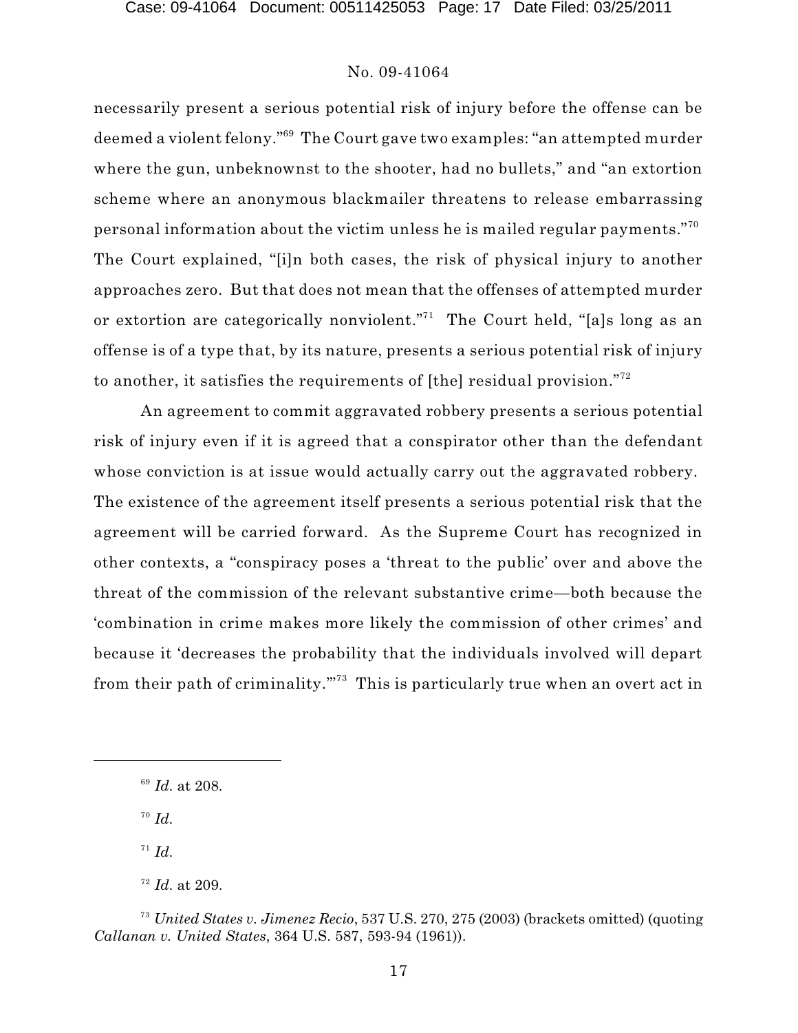necessarily present a serious potential risk of injury before the offense can be deemed a violent felony."[69] The Court gave two examples: "an attempted murder where the gun, unbeknownst to the shooter, had no bullets," and "an extortion scheme where an anonymous blackmailer threatens to release embarrassing personal information about the victim unless he is mailed regular payments."[70] The Court explained, "[i]n both cases, the risk of physical injury to another approaches zero. But that does not mean that the offenses of attempted murder or extortion are categorically nonviolent."[71] The Court held, "[a]s long as an offense is of a type that, by its nature, presents a serious potential risk of injury to another, it satisfies the requirements of [the] residual provision."[72]

An agreement to commit aggravated robbery presents a serious potential risk of injury even if it is agreed that a conspirator other than the defendant whose conviction is at issue would actually carry out the aggravated robbery. The existence of the agreement itself presents a serious potential risk that the agreement will be carried forward. As the Supreme Court has recognized in other contexts, a "conspiracy poses a 'threat to the public' over and above the threat of the commission of the relevant substantive crime—both because the 'combination in crime makes more likely the commission of other crimes' and because it 'decreases the probability that the individuals involved will depart from their path of criminality.'"[73] This is particularly true when an overt act in

---

[69] *Id.* at 208.

[70] *Id.*

[71] *Id.*

[72] *Id.* at 209.

[73] *United States v. Jimenez Recio*, 537 U.S. 270, 275 (2003) (brackets omitted) (quoting *Callanan v. United States*, 364 U.S. 587, 593-94 (1961)).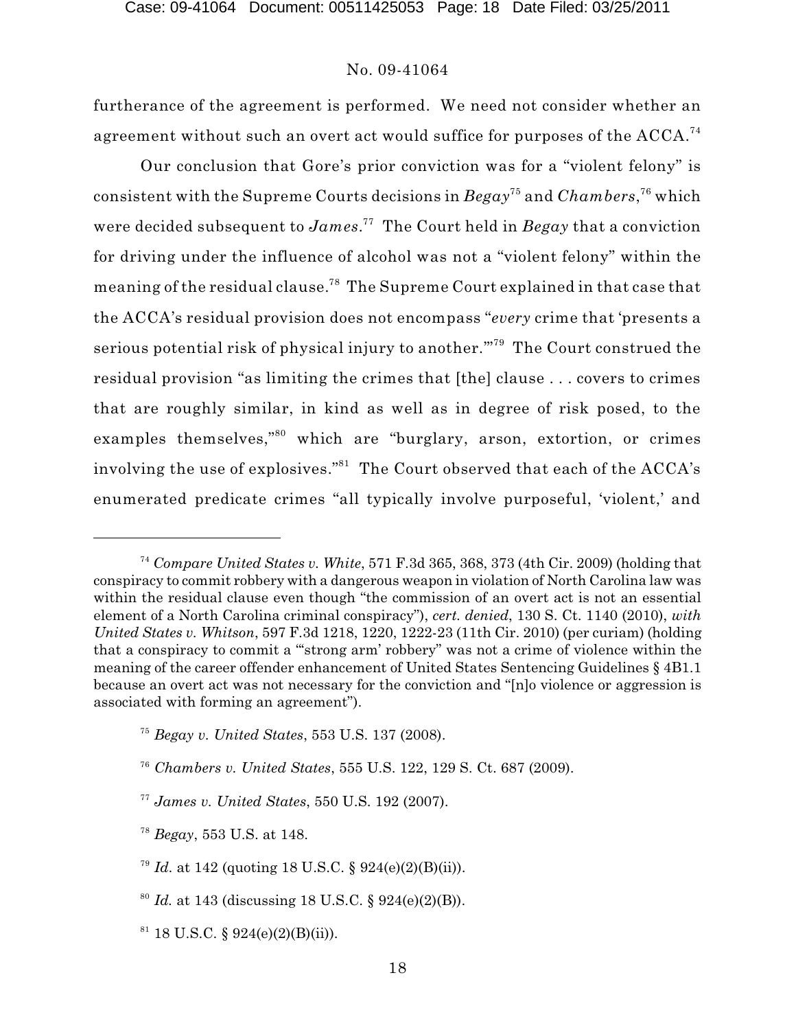furtherance of the agreement is performed. We need not consider whether an agreement without such an overt act would suffice for purposes of the ACCA.[74]

Our conclusion that Gore's prior conviction was for a "violent felony" is consistent with the Supreme Courts decisions in *Begay*[75] and *Chambers*,[76] which were decided subsequent to *James*.[77] The Court held in *Begay* that a conviction for driving under the influence of alcohol was not a "violent felony" within the meaning of the residual clause.[78] The Supreme Court explained in that case that the ACCA's residual provision does not encompass "*every* crime that 'presents a serious potential risk of physical injury to another.'"[79] The Court construed the residual provision "as limiting the crimes that [the] clause . . . covers to crimes that are roughly similar, in kind as well as in degree of risk posed, to the examples themselves,"[80] which are "burglary, arson, extortion, or crimes involving the use of explosives."[81] The Court observed that each of the ACCA's enumerated predicate crimes "all typically involve purposeful, 'violent,' and

---

[74] *Compare United States v. White*, 571 F.3d 365, 368, 373 (4th Cir. 2009) (holding that conspiracy to commit robbery with a dangerous weapon in violation of North Carolina law was within the residual clause even though "the commission of an overt act is not an essential element of a North Carolina criminal conspiracy"), *cert. denied*, 130 S. Ct. 1140 (2010), *with United States v. Whitson*, 597 F.3d 1218, 1220, 1222-23 (11th Cir. 2010) (per curiam) (holding that a conspiracy to commit a "'strong arm' robbery" was not a crime of violence within the meaning of the career offender enhancement of United States Sentencing Guidelines § 4B1.1 because an overt act was not necessary for the conviction and "[n]o violence or aggression is associated with forming an agreement").

[75] *Begay v. United States*, 553 U.S. 137 (2008).

[76] *Chambers v. United States*, 555 U.S. 122, 129 S. Ct. 687 (2009).

[77] *James v. United States*, 550 U.S. 192 (2007).

[78] *Begay*, 553 U.S. at 148.

[79] *Id.* at 142 (quoting 18 U.S.C. § 924(e)(2)(B)(ii)).

[80] *Id.* at 143 (discussing 18 U.S.C. § 924(e)(2)(B)).

[81] 18 U.S.C. § 924(e)(2)(B)(ii)).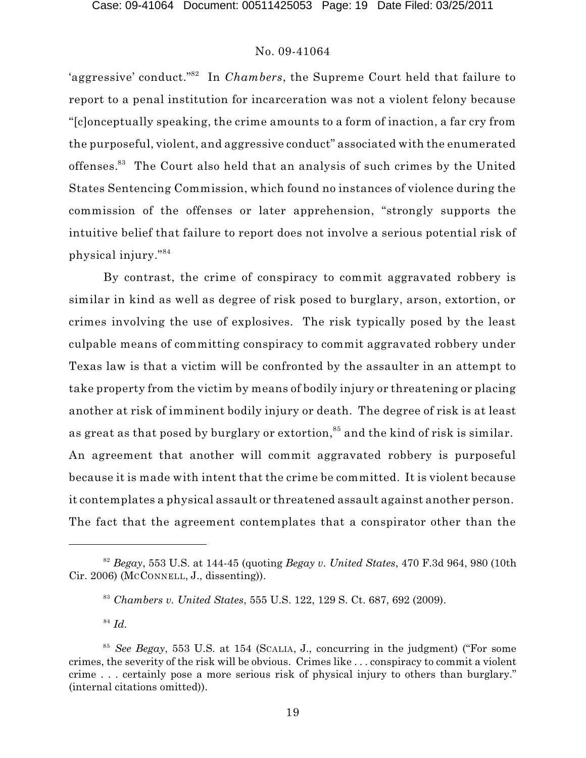'aggressive' conduct."[82] In *Chambers*, the Supreme Court held that failure to report to a penal institution for incarceration was not a violent felony because "[c]onceptually speaking, the crime amounts to a form of inaction, a far cry from the purposeful, violent, and aggressive conduct" associated with the enumerated offenses.[83] The Court also held that an analysis of such crimes by the United States Sentencing Commission, which found no instances of violence during the commission of the offenses or later apprehension, "strongly supports the intuitive belief that failure to report does not involve a serious potential risk of physical injury."[84]

By contrast, the crime of conspiracy to commit aggravated robbery is similar in kind as well as degree of risk posed to burglary, arson, extortion, or crimes involving the use of explosives. The risk typically posed by the least culpable means of committing conspiracy to commit aggravated robbery under Texas law is that a victim will be confronted by the assaulter in an attempt to take property from the victim by means of bodily injury or threatening or placing another at risk of imminent bodily injury or death. The degree of risk is at least as great as that posed by burglary or extortion,[85] and the kind of risk is similar. An agreement that another will commit aggravated robbery is purposeful because it is made with intent that the crime be committed. It is violent because it contemplates a physical assault or threatened assault against another person. The fact that the agreement contemplates that a conspirator other than the

---

[82] *Begay*, 553 U.S. at 144-45 (quoting *Begay v. United States*, 470 F.3d 964, 980 (10th Cir. 2006) (McCONNELL, J., dissenting)).

[83] *Chambers v. United States*, 555 U.S. 122, 129 S. Ct. 687, 692 (2009).

[84] *Id.*

[85] *See Begay*, 553 U.S. at 154 (SCALIA, J., concurring in the judgment) ("For some crimes, the severity of the risk will be obvious. Crimes like . . . conspiracy to commit a violent crime . . . certainly pose a more serious risk of physical injury to others than burglary." (internal citations omitted)).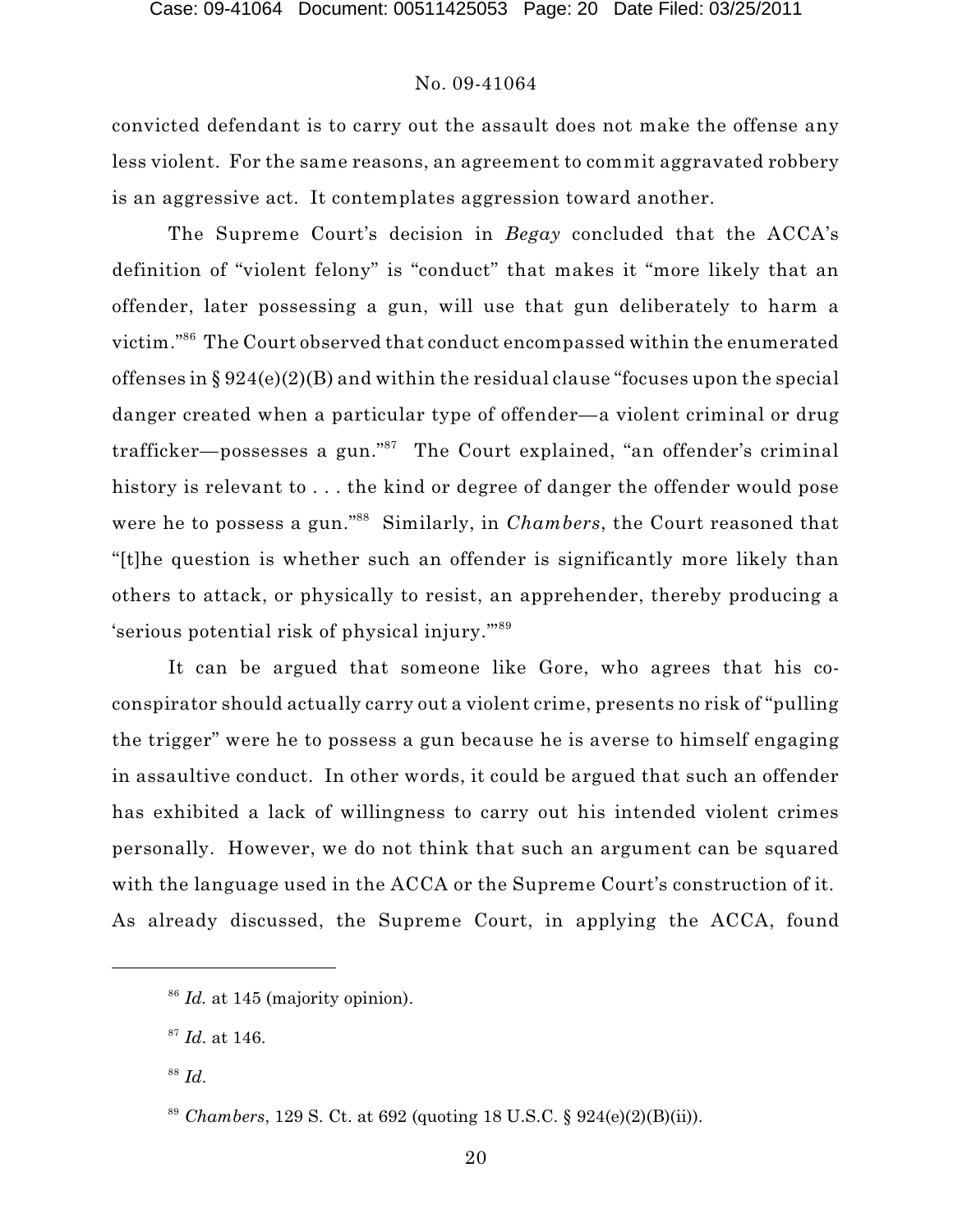convicted defendant is to carry out the assault does not make the offense any less violent. For the same reasons, an agreement to commit aggravated robbery is an aggressive act. It contemplates aggression toward another.

The Supreme Court's decision in *Begay* concluded that the ACCA's definition of "violent felony" is "conduct" that makes it "more likely that an offender, later possessing a gun, will use that gun deliberately to harm a victim."[86] The Court observed that conduct encompassed within the enumerated offenses in § 924(e)(2)(B) and within the residual clause "focuses upon the special danger created when a particular type of offender—a violent criminal or drug trafficker—possesses a gun."[87] The Court explained, "an offender's criminal history is relevant to . . . the kind or degree of danger the offender would pose were he to possess a gun."[88] Similarly, in *Chambers*, the Court reasoned that "[t]he question is whether such an offender is significantly more likely than others to attack, or physically to resist, an apprehender, thereby producing a 'serious potential risk of physical injury.'"[89]

It can be argued that someone like Gore, who agrees that his co-conspirator should actually carry out a violent crime, presents no risk of "pulling the trigger" were he to possess a gun because he is averse to himself engaging in assaultive conduct. In other words, it could be argued that such an offender has exhibited a lack of willingness to carry out his intended violent crimes personally. However, we do not think that such an argument can be squared with the language used in the ACCA or the Supreme Court's construction of it. As already discussed, the Supreme Court, in applying the ACCA, found

---

[86] *Id.* at 145 (majority opinion).

[87] *Id.* at 146.

[88] *Id.*

[89] *Chambers*, 129 S. Ct. at 692 (quoting 18 U.S.C. § 924(e)(2)(B)(ii)).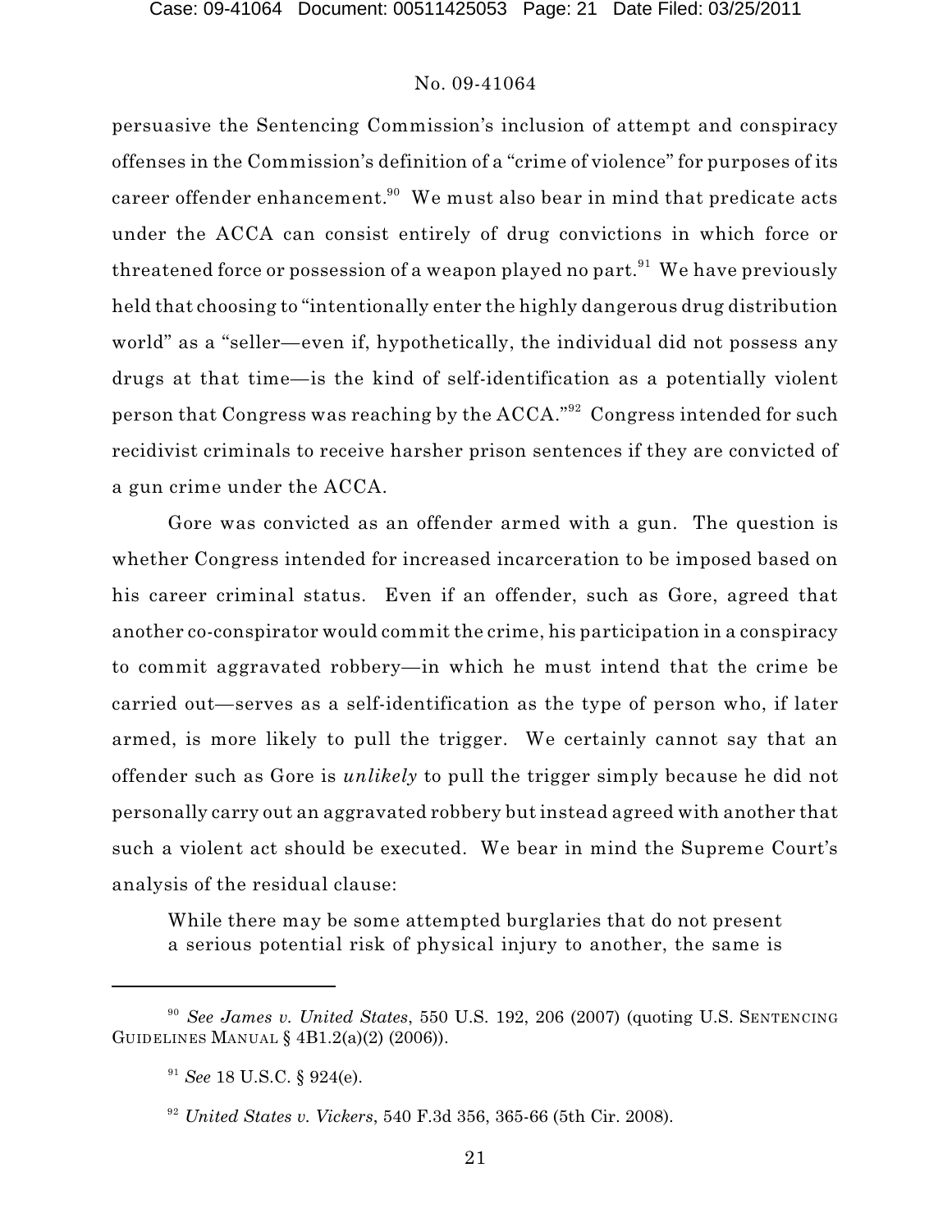persuasive the Sentencing Commission's inclusion of attempt and conspiracy offenses in the Commission's definition of a "crime of violence" for purposes of its career offender enhancement.[90] We must also bear in mind that predicate acts under the ACCA can consist entirely of drug convictions in which force or threatened force or possession of a weapon played no part.[91] We have previously held that choosing to "intentionally enter the highly dangerous drug distribution world" as a "seller—even if, hypothetically, the individual did not possess any drugs at that time—is the kind of self-identification as a potentially violent person that Congress was reaching by the ACCA."[92] Congress intended for such recidivist criminals to receive harsher prison sentences if they are convicted of a gun crime under the ACCA.

Gore was convicted as an offender armed with a gun. The question is whether Congress intended for increased incarceration to be imposed based on his career criminal status. Even if an offender, such as Gore, agreed that another co-conspirator would commit the crime, his participation in a conspiracy to commit aggravated robbery—in which he must intend that the crime be carried out—serves as a self-identification as the type of person who, if later armed, is more likely to pull the trigger. We certainly cannot say that an offender such as Gore is *unlikely* to pull the trigger simply because he did not personally carry out an aggravated robbery but instead agreed with another that such a violent act should be executed. We bear in mind the Supreme Court's analysis of the residual clause:

> While there may be some attempted burglaries that do not present a serious potential risk of physical injury to another, the same is

---

[90] *See James v. United States*, 550 U.S. 192, 206 (2007) (quoting U.S. SENTENCING GUIDELINES MANUAL § 4B1.2(a)(2) (2006)).

[91] *See* 18 U.S.C. § 924(e).

[92] *United States v. Vickers*, 540 F.3d 356, 365-66 (5th Cir. 2008).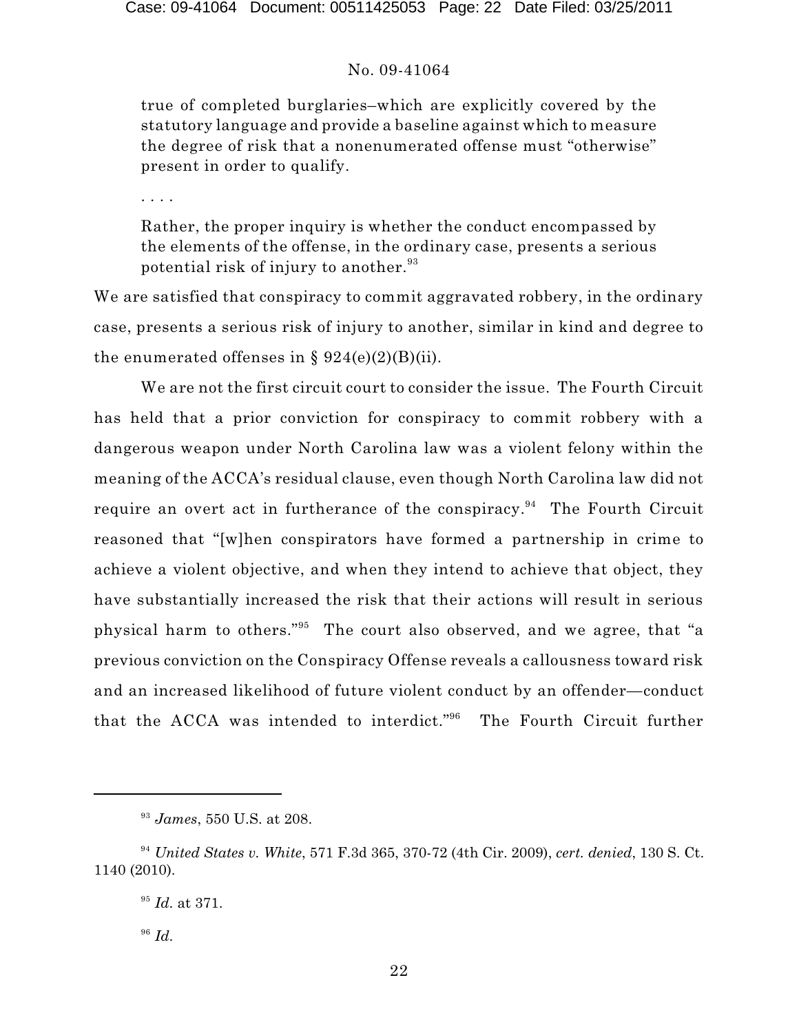> true of completed burglaries–which are explicitly covered by the statutory language and provide a baseline against which to measure the degree of risk that a nonenumerated offense must "otherwise" present in order to qualify.
>
> . . . .
>
> Rather, the proper inquiry is whether the conduct encompassed by the elements of the offense, in the ordinary case, presents a serious potential risk of injury to another.[93]

We are satisfied that conspiracy to commit aggravated robbery, in the ordinary case, presents a serious risk of injury to another, similar in kind and degree to the enumerated offenses in § 924(e)(2)(B)(ii).

We are not the first circuit court to consider the issue. The Fourth Circuit has held that a prior conviction for conspiracy to commit robbery with a dangerous weapon under North Carolina law was a violent felony within the meaning of the ACCA's residual clause, even though North Carolina law did not require an overt act in furtherance of the conspiracy.[94] The Fourth Circuit reasoned that "[w]hen conspirators have formed a partnership in crime to achieve a violent objective, and when they intend to achieve that object, they have substantially increased the risk that their actions will result in serious physical harm to others."[95] The court also observed, and we agree, that "a previous conviction on the Conspiracy Offense reveals a callousness toward risk and an increased likelihood of future violent conduct by an offender—conduct that the ACCA was intended to interdict."[96] The Fourth Circuit further

---

[93] *James*, 550 U.S. at 208.

[94] *United States v. White*, 571 F.3d 365, 370-72 (4th Cir. 2009), *cert. denied*, 130 S. Ct. 1140 (2010).

[95] *Id.* at 371.

[96] *Id.*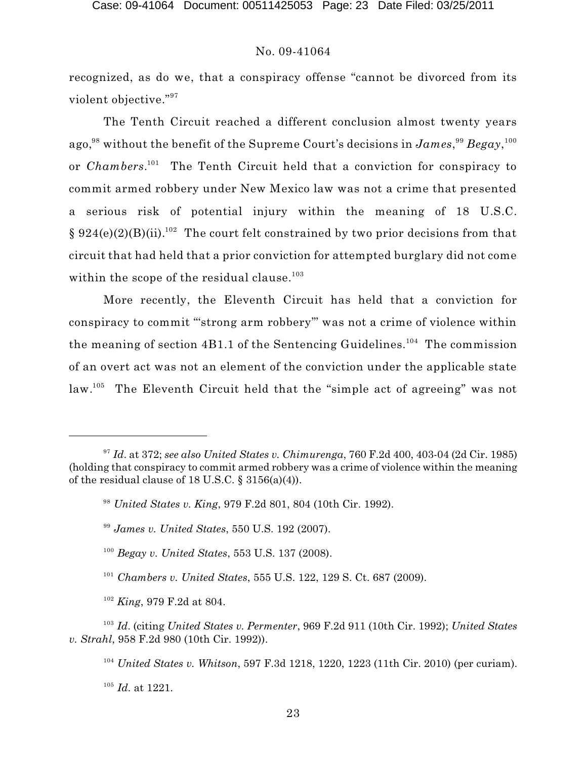recognized, as do we, that a conspiracy offense "cannot be divorced from its violent objective."[97]

The Tenth Circuit reached a different conclusion almost twenty years ago,[98] without the benefit of the Supreme Court's decisions in *James*,[99] *Begay*,[100] or *Chambers*.[101] The Tenth Circuit held that a conviction for conspiracy to commit armed robbery under New Mexico law was not a crime that presented a serious risk of potential injury within the meaning of 18 U.S.C. § 924(e)(2)(B)(ii).[102] The court felt constrained by two prior decisions from that circuit that had held that a prior conviction for attempted burglary did not come within the scope of the residual clause.[103]

More recently, the Eleventh Circuit has held that a conviction for conspiracy to commit "'strong arm robbery'" was not a crime of violence within the meaning of section 4B1.1 of the Sentencing Guidelines.[104] The commission of an overt act was not an element of the conviction under the applicable state law.[105] The Eleventh Circuit held that the "simple act of agreeing" was not

---

[97] *Id*. at 372; *see also United States v. Chimurenga*, 760 F.2d 400, 403-04 (2d Cir. 1985) (holding that conspiracy to commit armed robbery was a crime of violence within the meaning of the residual clause of 18 U.S.C. § 3156(a)(4)).

[98] *United States v. King*, 979 F.2d 801, 804 (10th Cir. 1992).

[99] *James v. United States*, 550 U.S. 192 (2007).

[100] *Begay v. United States*, 553 U.S. 137 (2008).

[101] *Chambers v. United States*, 555 U.S. 122, 129 S. Ct. 687 (2009).

[102] *King*, 979 F.2d at 804.

[103] *Id*. (citing *United States v. Permenter*, 969 F.2d 911 (10th Cir. 1992); *United States v. Strahl*, 958 F.2d 980 (10th Cir. 1992)).

[104] *United States v. Whitson*, 597 F.3d 1218, 1220, 1223 (11th Cir. 2010) (per curiam).

[105] *Id*. at 1221.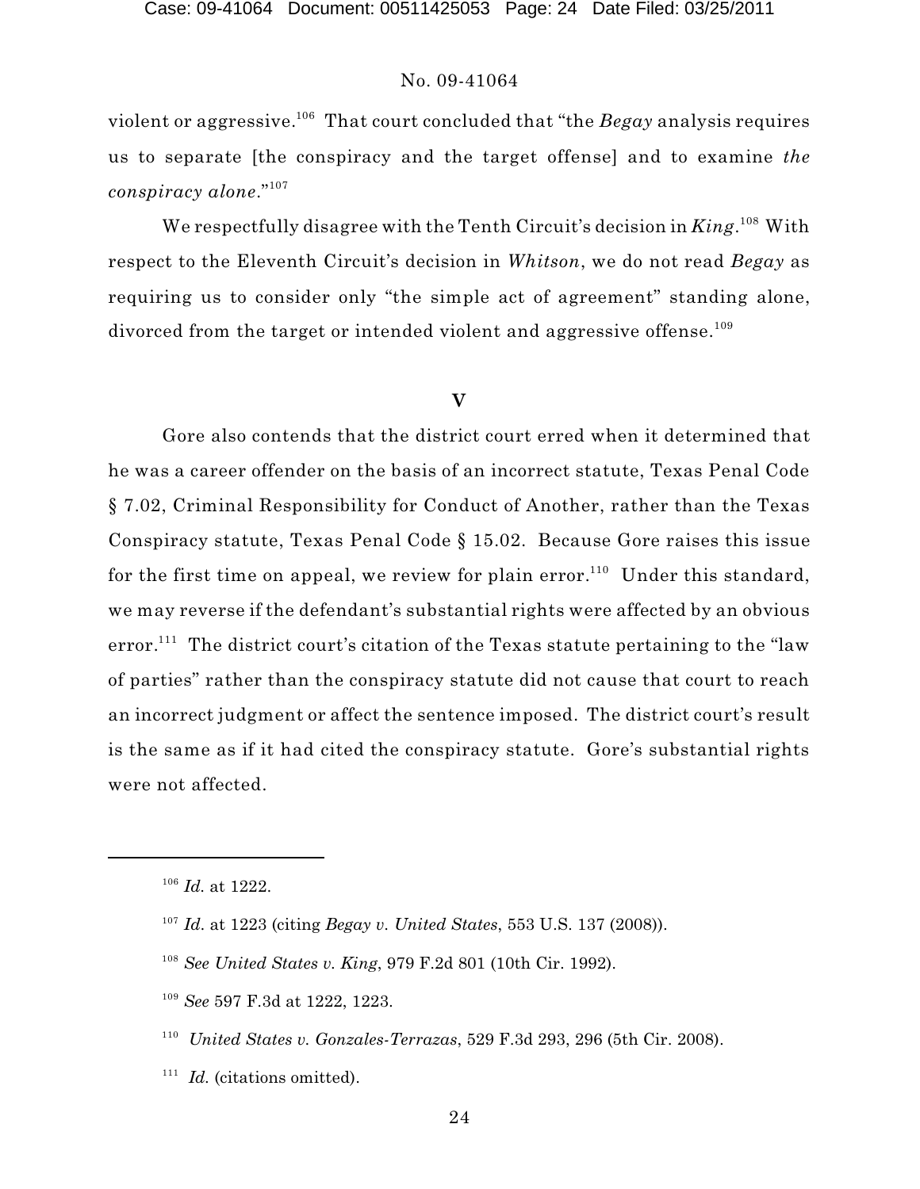violent or aggressive.[106] That court concluded that "the *Begay* analysis requires us to separate [the conspiracy and the target offense] and to examine *the conspiracy alone*."[107]

We respectfully disagree with the Tenth Circuit's decision in *King*.[108] With respect to the Eleventh Circuit's decision in *Whitson*, we do not read *Begay* as requiring us to consider only "the simple act of agreement" standing alone, divorced from the target or intended violent and aggressive offense.[109]

## V

Gore also contends that the district court erred when it determined that he was a career offender on the basis of an incorrect statute, Texas Penal Code § 7.02, Criminal Responsibility for Conduct of Another, rather than the Texas Conspiracy statute, Texas Penal Code § 15.02. Because Gore raises this issue for the first time on appeal, we review for plain error.[110] Under this standard, we may reverse if the defendant's substantial rights were affected by an obvious error.[111] The district court's citation of the Texas statute pertaining to the "law of parties" rather than the conspiracy statute did not cause that court to reach an incorrect judgment or affect the sentence imposed. The district court's result is the same as if it had cited the conspiracy statute. Gore's substantial rights were not affected.

---

[106] *Id.* at 1222.

[107] *Id.* at 1223 (citing *Begay v. United States*, 553 U.S. 137 (2008)).

[108] *See United States v. King*, 979 F.2d 801 (10th Cir. 1992).

[109] *See* 597 F.3d at 1222, 1223.

[110] *United States v. Gonzales-Terrazas*, 529 F.3d 293, 296 (5th Cir. 2008).

[111] *Id.* (citations omitted).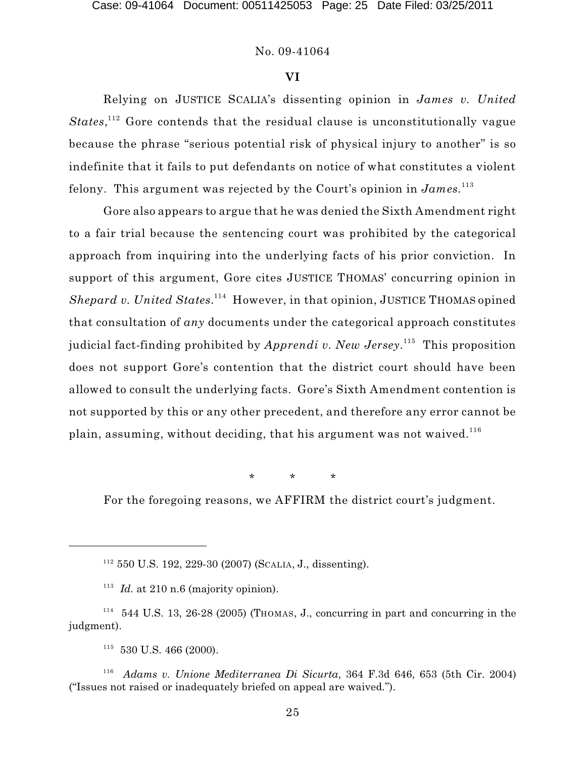No. 09-41064

## VI

Relying on JUSTICE SCALIA's dissenting opinion in *James v. United States*,[112] Gore contends that the residual clause is unconstitutionally vague because the phrase "serious potential risk of physical injury to another" is so indefinite that it fails to put defendants on notice of what constitutes a violent felony. This argument was rejected by the Court's opinion in *James*.[113]

Gore also appears to argue that he was denied the Sixth Amendment right to a fair trial because the sentencing court was prohibited by the categorical approach from inquiring into the underlying facts of his prior conviction. In support of this argument, Gore cites JUSTICE THOMAS' concurring opinion in *Shepard v. United States*.[114] However, in that opinion, JUSTICE THOMAS opined that consultation of *any* documents under the categorical approach constitutes judicial fact-finding prohibited by *Apprendi v. New Jersey*.[115] This proposition does not support Gore's contention that the district court should have been allowed to consult the underlying facts. Gore's Sixth Amendment contention is not supported by this or any other precedent, and therefore any error cannot be plain, assuming, without deciding, that his argument was not waived.[116]

\* \* \*

For the foregoing reasons, we AFFIRM the district court's judgment.

---

[112] 550 U.S. 192, 229-30 (2007) (SCALIA, J., dissenting).

[113] *Id.* at 210 n.6 (majority opinion).

[114] 544 U.S. 13, 26-28 (2005) (THOMAS, J., concurring in part and concurring in the judgment).

[115] 530 U.S. 466 (2000).

[116] *Adams v. Unione Mediterranea Di Sicurta*, 364 F.3d 646, 653 (5th Cir. 2004) ("Issues not raised or inadequately briefed on appeal are waived.").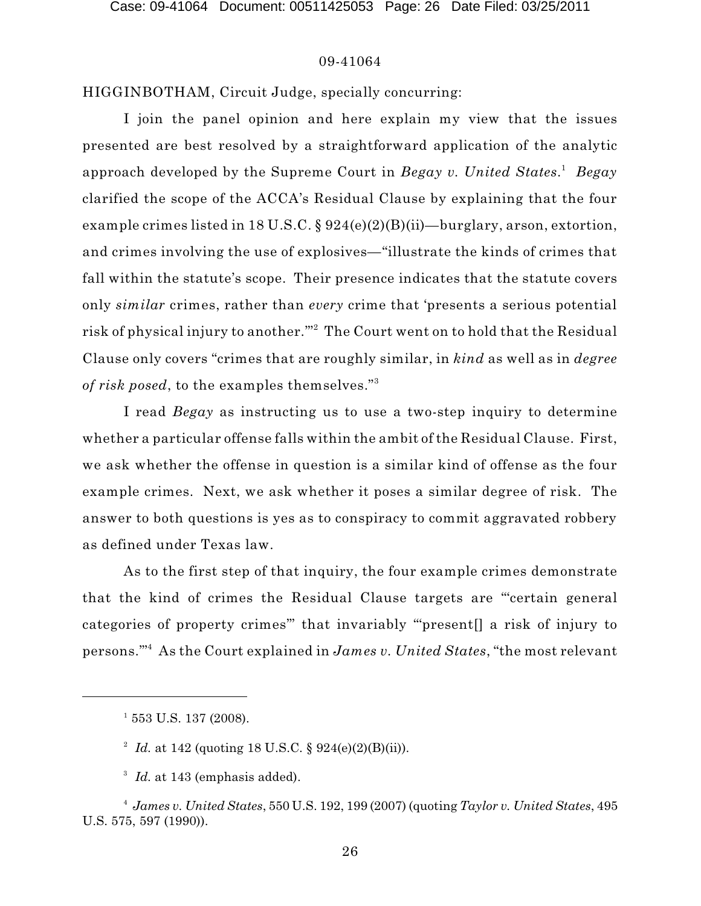HIGGINBOTHAM, Circuit Judge, specially concurring:

I join the panel opinion and here explain my view that the issues presented are best resolved by a straightforward application of the analytic approach developed by the Supreme Court in *Begay v. United States*.[1] *Begay* clarified the scope of the ACCA's Residual Clause by explaining that the four example crimes listed in 18 U.S.C. § 924(e)(2)(B)(ii)—burglary, arson, extortion, and crimes involving the use of explosives—"illustrate the kinds of crimes that fall within the statute's scope. Their presence indicates that the statute covers only *similar* crimes, rather than *every* crime that 'presents a serious potential risk of physical injury to another.'"[2] The Court went on to hold that the Residual Clause only covers "crimes that are roughly similar, in *kind* as well as in *degree of risk posed*, to the examples themselves."[3]

I read *Begay* as instructing us to use a two-step inquiry to determine whether a particular offense falls within the ambit of the Residual Clause. First, we ask whether the offense in question is a similar kind of offense as the four example crimes. Next, we ask whether it poses a similar degree of risk. The answer to both questions is yes as to conspiracy to commit aggravated robbery as defined under Texas law.

As to the first step of that inquiry, the four example crimes demonstrate that the kind of crimes the Residual Clause targets are "'certain general categories of property crimes'" that invariably "'present[] a risk of injury to persons.'"[4] As the Court explained in *James v. United States*, "the most relevant

---

[1] 553 U.S. 137 (2008).

[2] *Id.* at 142 (quoting 18 U.S.C. § 924(e)(2)(B)(ii)).

[3] *Id.* at 143 (emphasis added).

[4] *James v. United States*, 550 U.S. 192, 199 (2007) (quoting *Taylor v. United States*, 495 U.S. 575, 597 (1990)).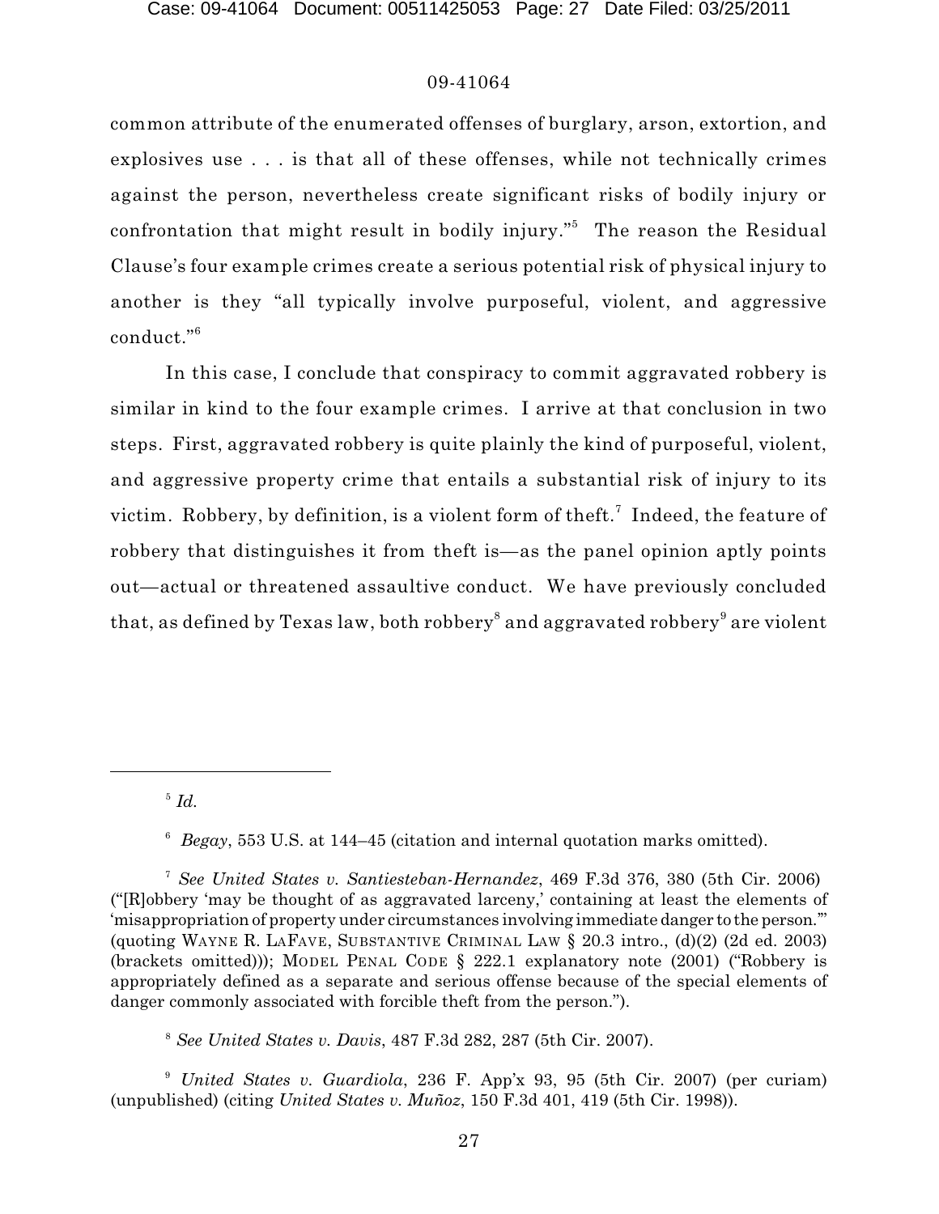common attribute of the enumerated offenses of burglary, arson, extortion, and explosives use . . . is that all of these offenses, while not technically crimes against the person, nevertheless create significant risks of bodily injury or confrontation that might result in bodily injury."[5] The reason the Residual Clause's four example crimes create a serious potential risk of physical injury to another is they "all typically involve purposeful, violent, and aggressive conduct."[6]

In this case, I conclude that conspiracy to commit aggravated robbery is similar in kind to the four example crimes. I arrive at that conclusion in two steps. First, aggravated robbery is quite plainly the kind of purposeful, violent, and aggressive property crime that entails a substantial risk of injury to its victim. Robbery, by definition, is a violent form of theft.[7] Indeed, the feature of robbery that distinguishes it from theft is—as the panel opinion aptly points out—actual or threatened assaultive conduct. We have previously concluded that, as defined by Texas law, both robbery[8] and aggravated robbery[9] are violent

---

[5] *Id.*

[6] *Begay*, 553 U.S. at 144–45 (citation and internal quotation marks omitted).

[7] *See United States v. Santiesteban-Hernandez*, 469 F.3d 376, 380 (5th Cir. 2006) ("[R]obbery 'may be thought of as aggravated larceny,' containing at least the elements of 'misappropriation of property under circumstances involving immediate danger to the person.'" (quoting WAYNE R. LAFAVE, SUBSTANTIVE CRIMINAL LAW § 20.3 intro., (d)(2) (2d ed. 2003) (brackets omitted))); MODEL PENAL CODE § 222.1 explanatory note (2001) ("Robbery is appropriately defined as a separate and serious offense because of the special elements of danger commonly associated with forcible theft from the person.").

[8] *See United States v. Davis*, 487 F.3d 282, 287 (5th Cir. 2007).

[9] *United States v. Guardiola*, 236 F. App'x 93, 95 (5th Cir. 2007) (per curiam) (unpublished) (citing *United States v. Muñoz*, 150 F.3d 401, 419 (5th Cir. 1998)).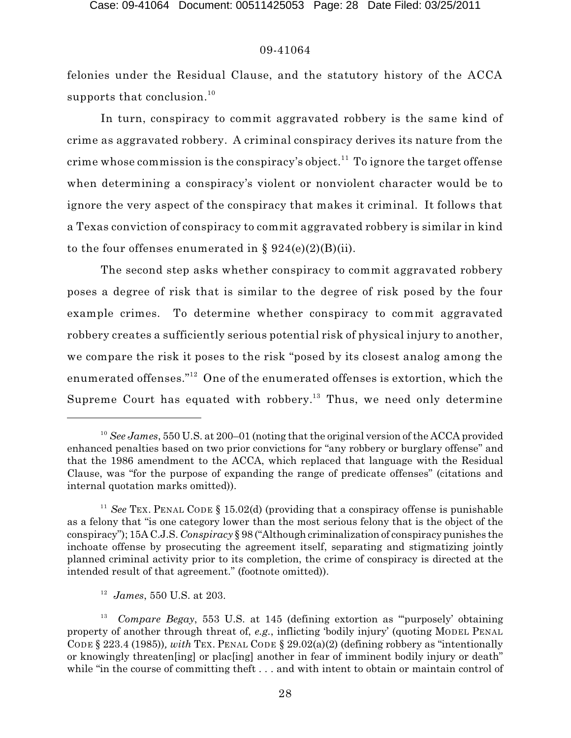felonies under the Residual Clause, and the statutory history of the ACCA supports that conclusion.[10]

In turn, conspiracy to commit aggravated robbery is the same kind of crime as aggravated robbery. A criminal conspiracy derives its nature from the crime whose commission is the conspiracy's object.[11] To ignore the target offense when determining a conspiracy's violent or nonviolent character would be to ignore the very aspect of the conspiracy that makes it criminal. It follows that a Texas conviction of conspiracy to commit aggravated robbery is similar in kind to the four offenses enumerated in § 924(e)(2)(B)(ii).

The second step asks whether conspiracy to commit aggravated robbery poses a degree of risk that is similar to the degree of risk posed by the four example crimes. To determine whether conspiracy to commit aggravated robbery creates a sufficiently serious potential risk of physical injury to another, we compare the risk it poses to the risk "posed by its closest analog among the enumerated offenses."[12] One of the enumerated offenses is extortion, which the Supreme Court has equated with robbery.[13] Thus, we need only determine

---

[10] *See James*, 550 U.S. at 200–01 (noting that the original version of the ACCA provided enhanced penalties based on two prior convictions for "any robbery or burglary offense" and that the 1986 amendment to the ACCA, which replaced that language with the Residual Clause, was "for the purpose of expanding the range of predicate offenses" (citations and internal quotation marks omitted)).

[11] *See* TEX. PENAL CODE § 15.02(d) (providing that a conspiracy offense is punishable as a felony that "is one category lower than the most serious felony that is the object of the conspiracy"); 15A C.J.S. *Conspiracy* § 98 ("Although criminalization of conspiracy punishes the inchoate offense by prosecuting the agreement itself, separating and stigmatizing jointly planned criminal activity prior to its completion, the crime of conspiracy is directed at the intended result of that agreement." (footnote omitted)).

[12] *James*, 550 U.S. at 203.

[13] *Compare Begay*, 553 U.S. at 145 (defining extortion as "'purposely' obtaining property of another through threat of, *e.g.*, inflicting 'bodily injury' (quoting MODEL PENAL CODE § 223.4 (1985)), *with* TEX. PENAL CODE § 29.02(a)(2) (defining robbery as "intentionally or knowingly threaten[ing] or plac[ing] another in fear of imminent bodily injury or death" while "in the course of committing theft . . . and with intent to obtain or maintain control of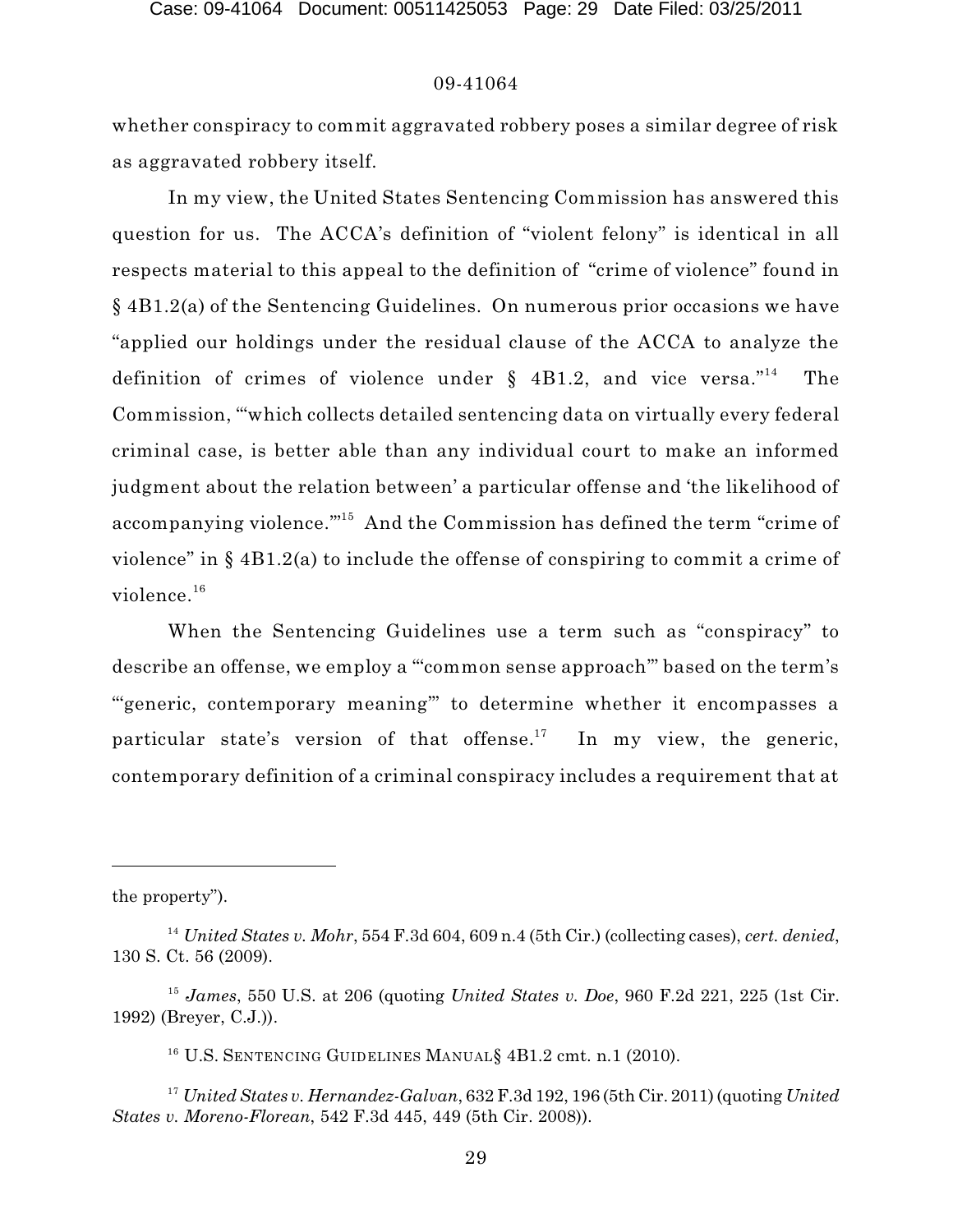whether conspiracy to commit aggravated robbery poses a similar degree of risk as aggravated robbery itself.

In my view, the United States Sentencing Commission has answered this question for us. The ACCA's definition of "violent felony" is identical in all respects material to this appeal to the definition of "crime of violence" found in § 4B1.2(a) of the Sentencing Guidelines. On numerous prior occasions we have "applied our holdings under the residual clause of the ACCA to analyze the definition of crimes of violence under § 4B1.2, and vice versa."[14] The Commission, "'which collects detailed sentencing data on virtually every federal criminal case, is better able than any individual court to make an informed judgment about the relation between' a particular offense and 'the likelihood of accompanying violence.'"[15] And the Commission has defined the term "crime of violence" in § 4B1.2(a) to include the offense of conspiring to commit a crime of violence.[16]

When the Sentencing Guidelines use a term such as "conspiracy" to describe an offense, we employ a "'common sense approach'" based on the term's "'generic, contemporary meaning'" to determine whether it encompasses a particular state's version of that offense.[17] In my view, the generic, contemporary definition of a criminal conspiracy includes a requirement that at

---

the property").

[14] *United States v. Mohr*, 554 F.3d 604, 609 n.4 (5th Cir.) (collecting cases), *cert. denied*, 130 S. Ct. 56 (2009).

[15] *James*, 550 U.S. at 206 (quoting *United States v. Doe*, 960 F.2d 221, 225 (1st Cir. 1992) (Breyer, C.J.)).

[16] U.S. SENTENCING GUIDELINES MANUAL§ 4B1.2 cmt. n.1 (2010).

[17] *United States v. Hernandez-Galvan*, 632 F.3d 192, 196 (5th Cir. 2011) (quoting *United States v. Moreno-Florean*, 542 F.3d 445, 449 (5th Cir. 2008)).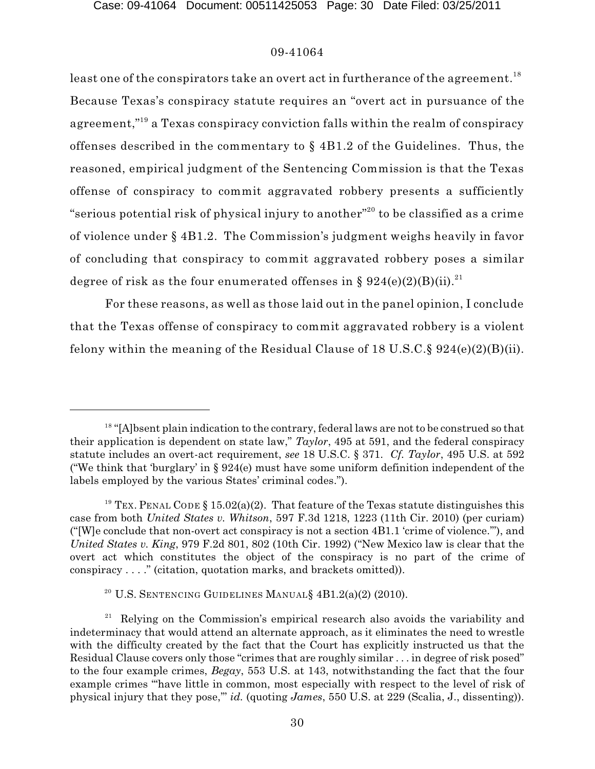least one of the conspirators take an overt act in furtherance of the agreement.[18] Because Texas's conspiracy statute requires an "overt act in pursuance of the agreement,"[19] a Texas conspiracy conviction falls within the realm of conspiracy offenses described in the commentary to § 4B1.2 of the Guidelines. Thus, the reasoned, empirical judgment of the Sentencing Commission is that the Texas offense of conspiracy to commit aggravated robbery presents a sufficiently "serious potential risk of physical injury to another"[20] to be classified as a crime of violence under § 4B1.2. The Commission's judgment weighs heavily in favor of concluding that conspiracy to commit aggravated robbery poses a similar degree of risk as the four enumerated offenses in § 924(e)(2)(B)(ii).[21]

For these reasons, as well as those laid out in the panel opinion, I conclude that the Texas offense of conspiracy to commit aggravated robbery is a violent felony within the meaning of the Residual Clause of 18 U.S.C.§ 924(e)(2)(B)(ii).

---

[18] "[A]bsent plain indication to the contrary, federal laws are not to be construed so that their application is dependent on state law," *Taylor*, 495 at 591, and the federal conspiracy statute includes an overt-act requirement, *see* 18 U.S.C. § 371. *Cf. Taylor*, 495 U.S. at 592 ("We think that 'burglary' in § 924(e) must have some uniform definition independent of the labels employed by the various States' criminal codes.").

[19] TEX. PENAL CODE § 15.02(a)(2). That feature of the Texas statute distinguishes this case from both *United States v. Whitson*, 597 F.3d 1218, 1223 (11th Cir. 2010) (per curiam) ("[W]e conclude that non-overt act conspiracy is not a section 4B1.1 'crime of violence.'"), and *United States v. King*, 979 F.2d 801, 802 (10th Cir. 1992) ("New Mexico law is clear that the overt act which constitutes the object of the conspiracy is no part of the crime of conspiracy . . . ." (citation, quotation marks, and brackets omitted)).

[20] U.S. SENTENCING GUIDELINES MANUAL§ 4B1.2(a)(2) (2010).

[21] Relying on the Commission's empirical research also avoids the variability and indeterminacy that would attend an alternate approach, as it eliminates the need to wrestle with the difficulty created by the fact that the Court has explicitly instructed us that the Residual Clause covers only those "crimes that are roughly similar . . . in degree of risk posed" to the four example crimes, *Begay*, 553 U.S. at 143, notwithstanding the fact that the four example crimes "'have little in common, most especially with respect to the level of risk of physical injury that they pose,'" *id.* (quoting *James*, 550 U.S. at 229 (Scalia, J., dissenting)).